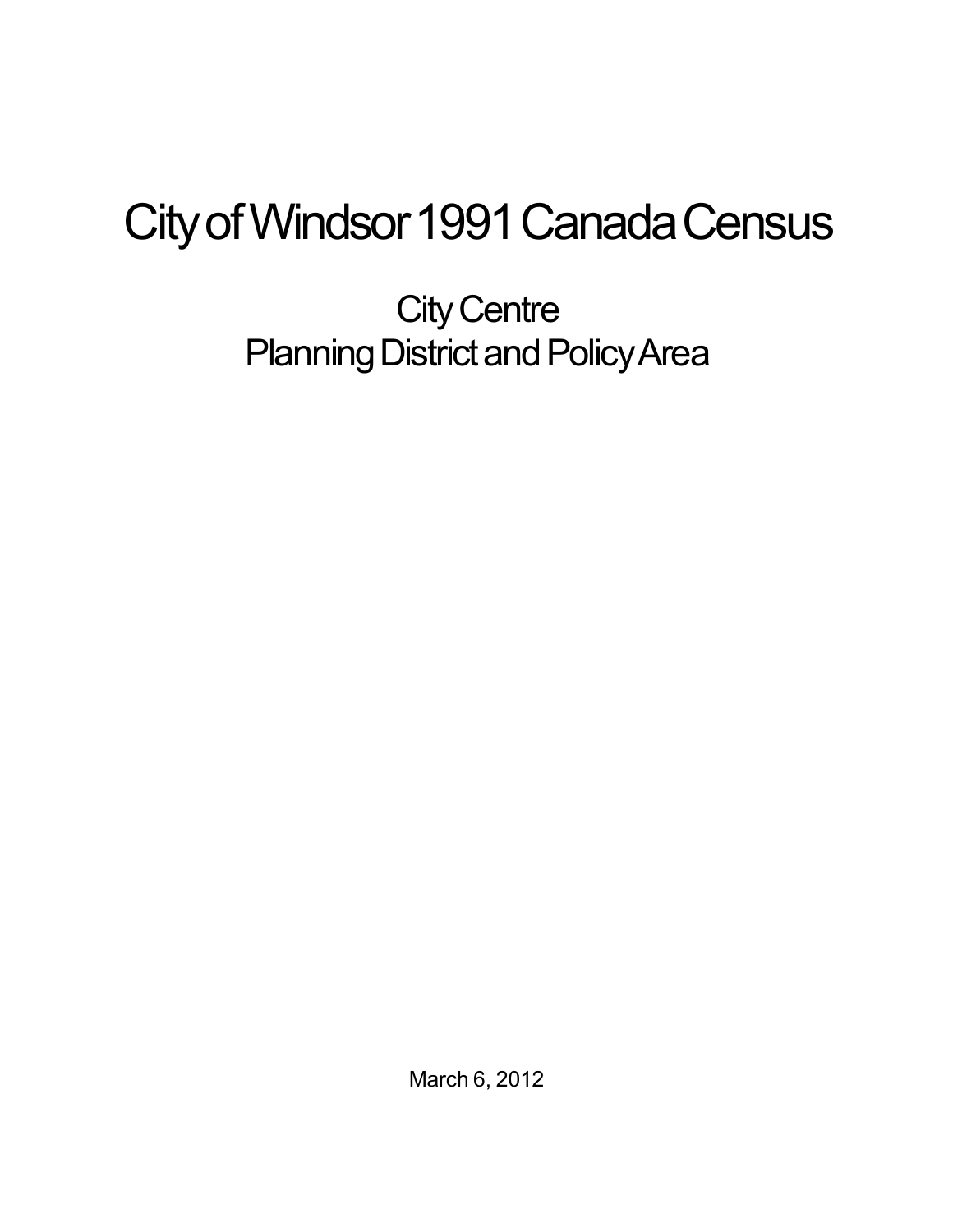# City of Windsor 1991 Canada Census

## City Centre
## Planning District and Policy Area

March 6, 2012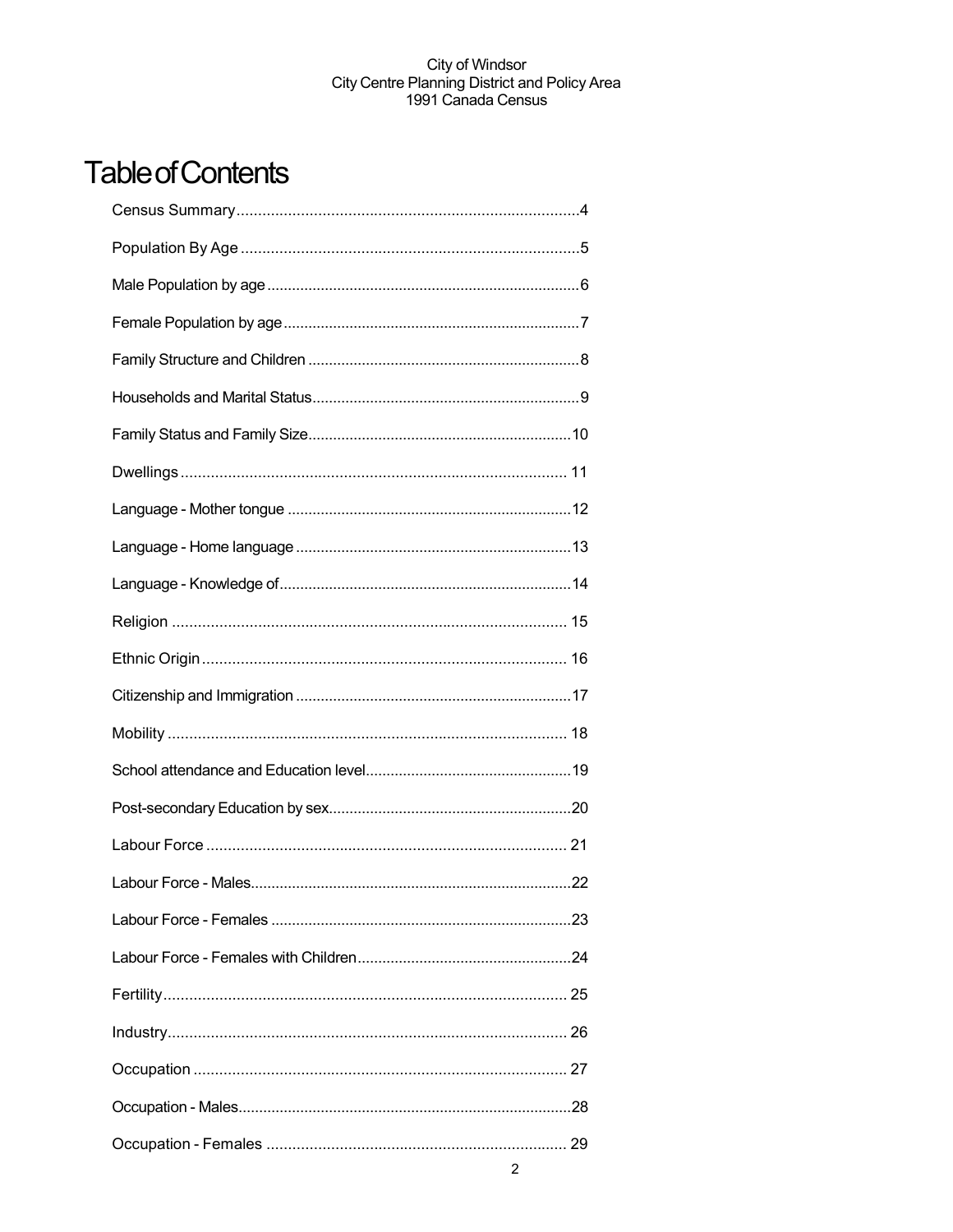# Table of Contents

Census Summary....................................................................4

Population By Age ....................................................................5

Male Population by age...............................................................6

Female Population by age............................................................7

Family Structure and Children ......................................................8

Households and Marital Status......................................................9

Family Status and Family Size......................................................10

Dwellings ..................................................................................11

Language - Mother tongue ..........................................................12

Language - Home language ........................................................13

Language - Knowledge of............................................................14

Religion ....................................................................................15

Ethnic Origin .............................................................................16

Citizenship and Immigration .......................................................17

Mobility ....................................................................................18

School attendance and Education level........................................19

Post-secondary Education by sex................................................20

Labour Force ............................................................................21

Labour Force - Males..................................................................22

Labour Force - Females .............................................................23

Labour Force - Females with Children..........................................24

Fertility.....................................................................................25

Industry....................................................................................26

Occupation ...............................................................................27

Occupation - Males.....................................................................28

Occupation - Females ................................................................29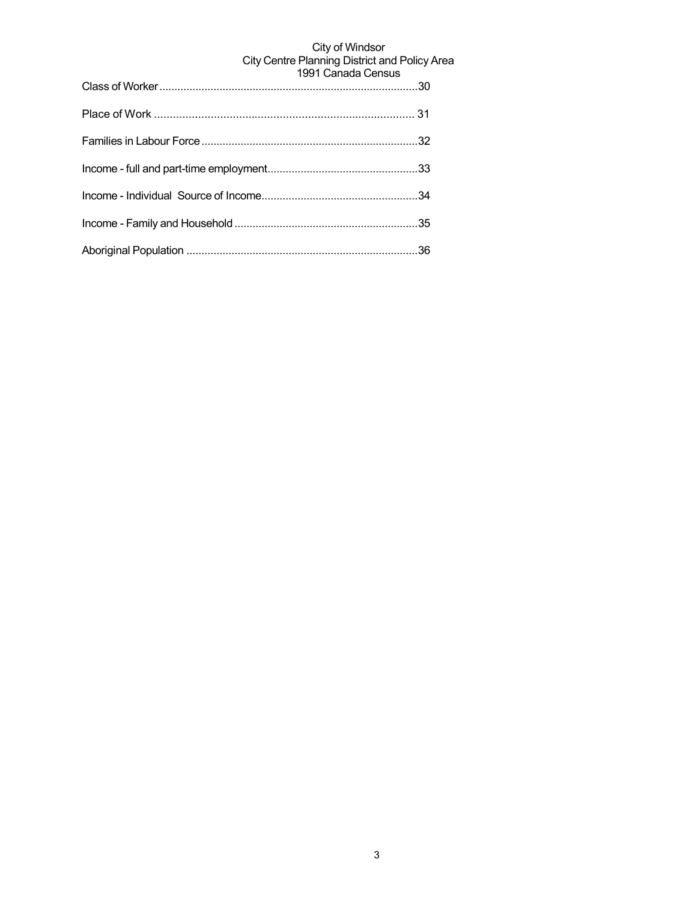Class of Worker......................................................................................30

Place of Work .................................................................................... 31

Families in Labour Force .......................................................................32

Income - full and part-time employment.................................................33

Income - Individual Source of Income....................................................34

Income - Family and Household .............................................................35

Aboriginal Population ............................................................................36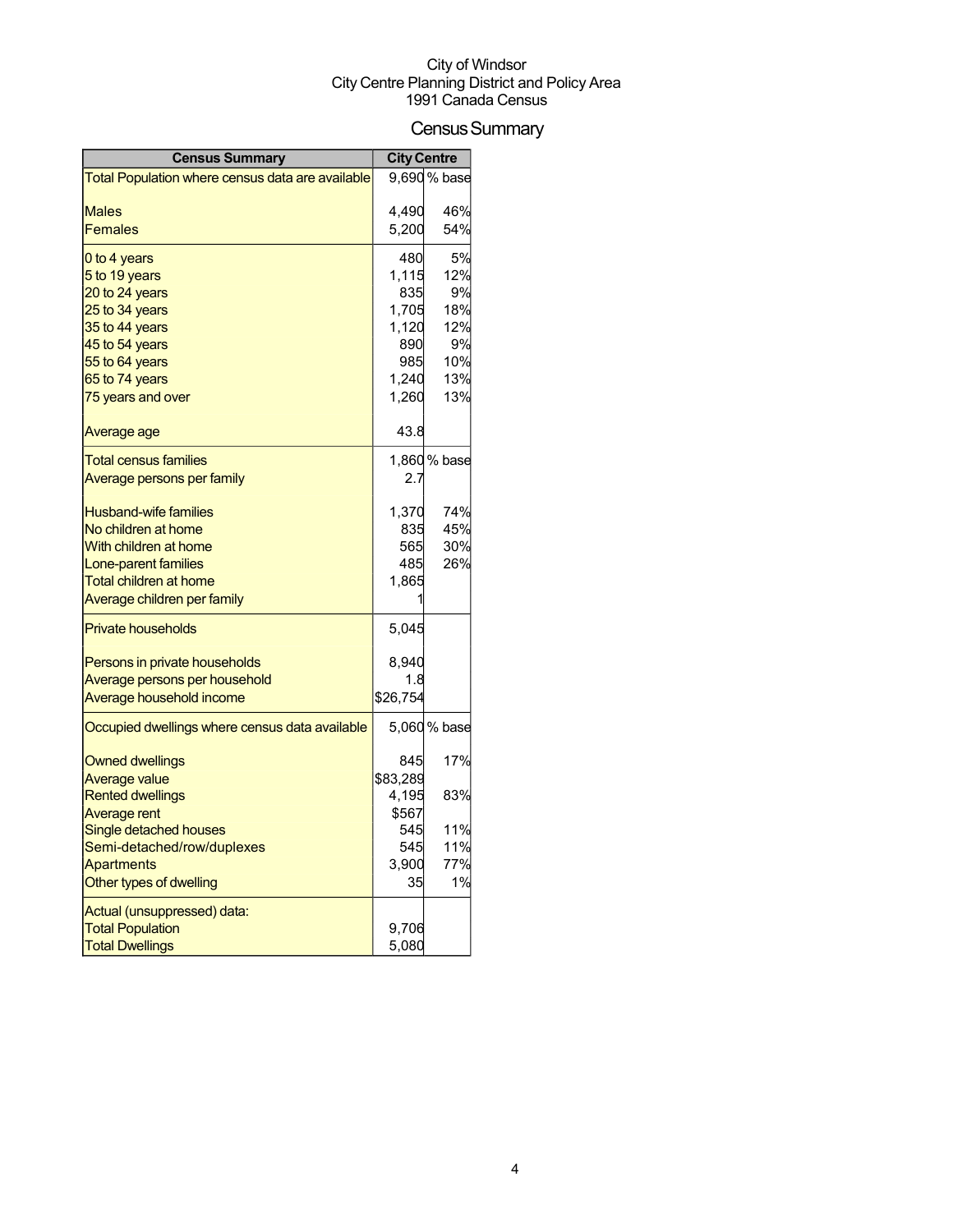City of Windsor
City Centre Planning District and Policy Area
1991 Canada Census

# Census Summary

| Census Summary | City Centre | |
|---|---|---|
| Total Population where census data are available | 9,690 | % base |
| Males | 4,490 | 46% |
| Females | 5,200 | 54% |
| 0 to 4 years | 480 | 5% |
| 5 to 19 years | 1,115 | 12% |
| 20 to 24 years | 835 | 9% |
| 25 to 34 years | 1,705 | 18% |
| 35 to 44 years | 1,120 | 12% |
| 45 to 54 years | 890 | 9% |
| 55 to 64 years | 985 | 10% |
| 65 to 74 years | 1,240 | 13% |
| 75 years and over | 1,260 | 13% |
| Average age | 43.8 | |
| Total census families | 1,860 | % base |
| Average persons per family | 2.7 | |
| Husband-wife families | 1,370 | 74% |
| No children at home | 835 | 45% |
| With children at home | 565 | 30% |
| Lone-parent families | 485 | 26% |
| Total children at home | 1,865 | |
| Average children per family | 1 | |
| Private households | 5,045 | |
| Persons in private households | 8,940 | |
| Average persons per household | 1.8 | |
| Average household income | $26,754 | |
| Occupied dwellings where census data available | 5,060 | % base |
| Owned dwellings | 845 | 17% |
| Average value | $83,289 | |
| Rented dwellings | 4,195 | 83% |
| Average rent | $567 | |
| Single detached houses | 545 | 11% |
| Semi-detached/row/duplexes | 545 | 11% |
| Apartments | 3,900 | 77% |
| Other types of dwelling | 35 | 1% |
| Actual (unsuppressed) data: | | |
| Total Population | 9,706 | |
| Total Dwellings | 5,080 | |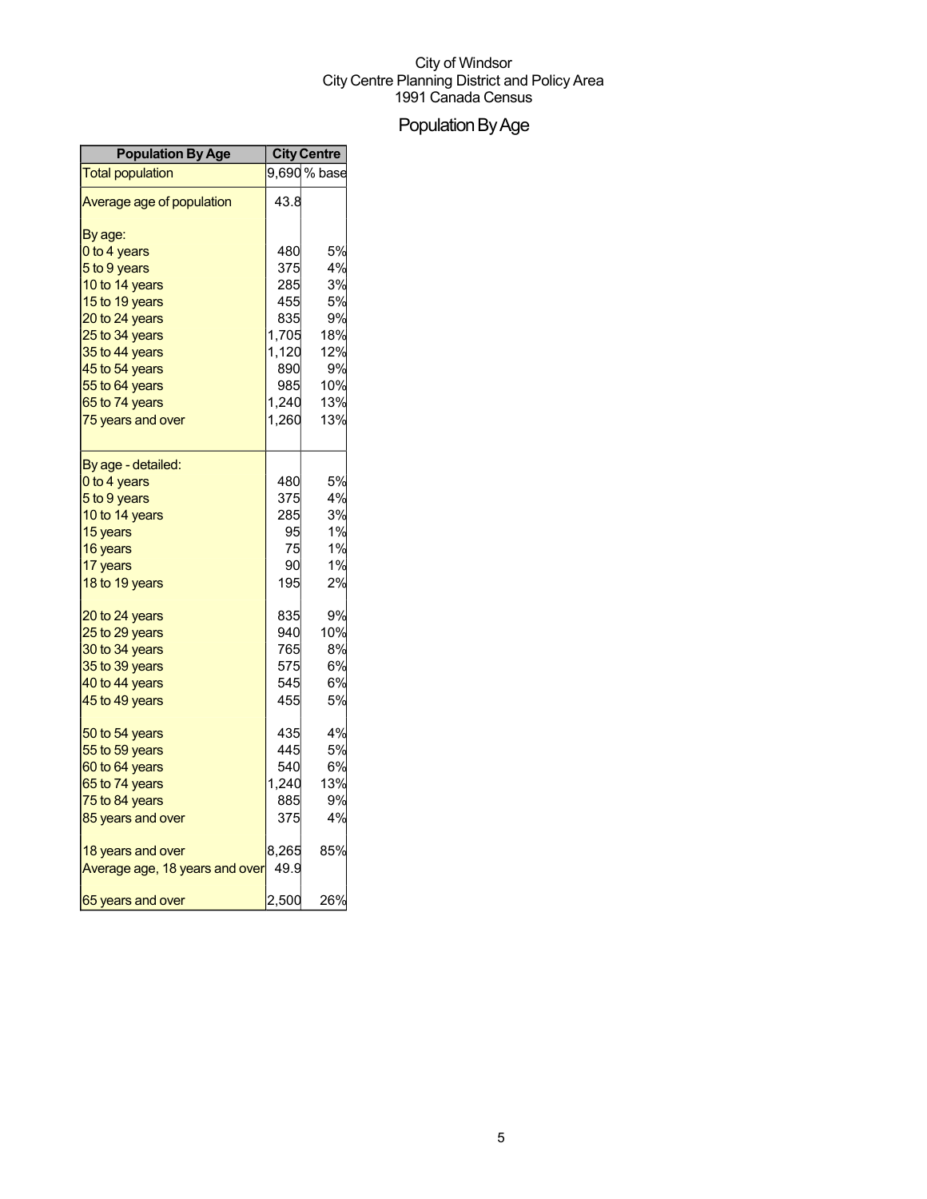City of Windsor
City Centre Planning District and Policy Area
1991 Canada Census

# Population By Age

| Population By Age | City Centre | |
|---|---|---|
| Total population | 9,690 | % base |
| Average age of population | 43.8 | |
| By age: | | |
| 0 to 4 years | 480 | 5% |
| 5 to 9 years | 375 | 4% |
| 10 to 14 years | 285 | 3% |
| 15 to 19 years | 455 | 5% |
| 20 to 24 years | 835 | 9% |
| 25 to 34 years | 1,705 | 18% |
| 35 to 44 years | 1,120 | 12% |
| 45 to 54 years | 890 | 9% |
| 55 to 64 years | 985 | 10% |
| 65 to 74 years | 1,240 | 13% |
| 75 years and over | 1,260 | 13% |
| By age - detailed: | | |
| 0 to 4 years | 480 | 5% |
| 5 to 9 years | 375 | 4% |
| 10 to 14 years | 285 | 3% |
| 15 years | 95 | 1% |
| 16 years | 75 | 1% |
| 17 years | 90 | 1% |
| 18 to 19 years | 195 | 2% |
| 20 to 24 years | 835 | 9% |
| 25 to 29 years | 940 | 10% |
| 30 to 34 years | 765 | 8% |
| 35 to 39 years | 575 | 6% |
| 40 to 44 years | 545 | 6% |
| 45 to 49 years | 455 | 5% |
| 50 to 54 years | 435 | 4% |
| 55 to 59 years | 445 | 5% |
| 60 to 64 years | 540 | 6% |
| 65 to 74 years | 1,240 | 13% |
| 75 to 84 years | 885 | 9% |
| 85 years and over | 375 | 4% |
| 18 years and over | 8,265 | 85% |
| Average age, 18 years and over | 49.9 | |
| 65 years and over | 2,500 | 26% |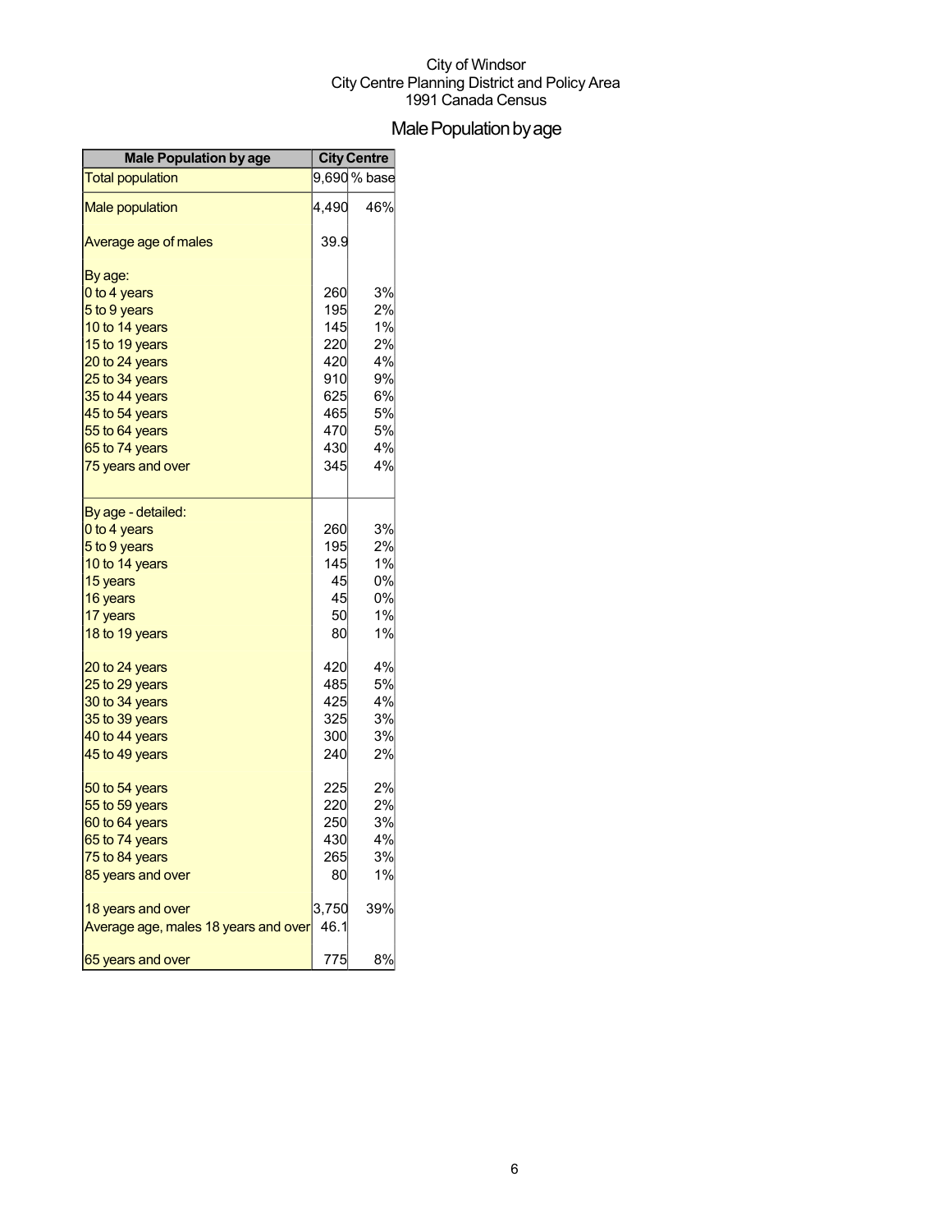City of Windsor
City Centre Planning District and Policy Area
1991 Canada Census

# Male Population by age

| Male Population by age | City Centre | |
|---|---|---|
| Total population | 9,690 | % base |
| Male population | 4,490 | 46% |
| Average age of males | 39.9 | |
| By age: | | |
| 0 to 4 years | 260 | 3% |
| 5 to 9 years | 195 | 2% |
| 10 to 14 years | 145 | 1% |
| 15 to 19 years | 220 | 2% |
| 20 to 24 years | 420 | 4% |
| 25 to 34 years | 910 | 9% |
| 35 to 44 years | 625 | 6% |
| 45 to 54 years | 465 | 5% |
| 55 to 64 years | 470 | 5% |
| 65 to 74 years | 430 | 4% |
| 75 years and over | 345 | 4% |
| By age - detailed: | | |
| 0 to 4 years | 260 | 3% |
| 5 to 9 years | 195 | 2% |
| 10 to 14 years | 145 | 1% |
| 15 years | 45 | 0% |
| 16 years | 45 | 0% |
| 17 years | 50 | 1% |
| 18 to 19 years | 80 | 1% |
| 20 to 24 years | 420 | 4% |
| 25 to 29 years | 485 | 5% |
| 30 to 34 years | 425 | 4% |
| 35 to 39 years | 325 | 3% |
| 40 to 44 years | 300 | 3% |
| 45 to 49 years | 240 | 2% |
| 50 to 54 years | 225 | 2% |
| 55 to 59 years | 220 | 2% |
| 60 to 64 years | 250 | 3% |
| 65 to 74 years | 430 | 4% |
| 75 to 84 years | 265 | 3% |
| 85 years and over | 80 | 1% |
| 18 years and over | 3,750 | 39% |
| Average age, males 18 years and over | 46.1 | |
| 65 years and over | 775 | 8% |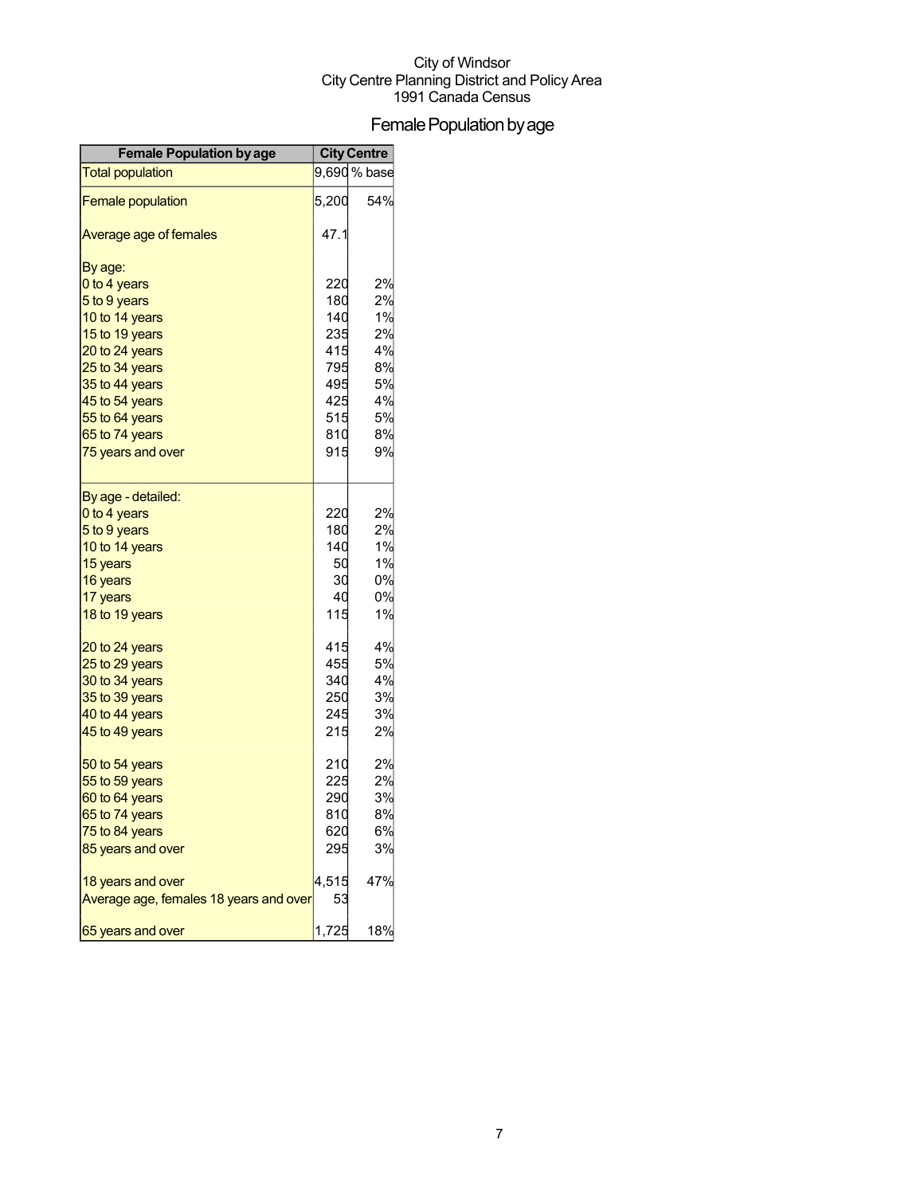City of Windsor
City Centre Planning District and Policy Area
1991 Canada Census

# Female Population by age

| Female Population by age | City Centre | |
|---|---|---|
| Total population | 9,690 | % base |
| Female population | 5,200 | 54% |
| Average age of females | 47.1 | |
| By age: | | |
| 0 to 4 years | 220 | 2% |
| 5 to 9 years | 180 | 2% |
| 10 to 14 years | 140 | 1% |
| 15 to 19 years | 235 | 2% |
| 20 to 24 years | 415 | 4% |
| 25 to 34 years | 795 | 8% |
| 35 to 44 years | 495 | 5% |
| 45 to 54 years | 425 | 4% |
| 55 to 64 years | 515 | 5% |
| 65 to 74 years | 810 | 8% |
| 75 years and over | 915 | 9% |
| By age - detailed: | | |
| 0 to 4 years | 220 | 2% |
| 5 to 9 years | 180 | 2% |
| 10 to 14 years | 140 | 1% |
| 15 years | 50 | 1% |
| 16 years | 30 | 0% |
| 17 years | 40 | 0% |
| 18 to 19 years | 115 | 1% |
| 20 to 24 years | 415 | 4% |
| 25 to 29 years | 455 | 5% |
| 30 to 34 years | 340 | 4% |
| 35 to 39 years | 250 | 3% |
| 40 to 44 years | 245 | 3% |
| 45 to 49 years | 215 | 2% |
| 50 to 54 years | 210 | 2% |
| 55 to 59 years | 225 | 2% |
| 60 to 64 years | 290 | 3% |
| 65 to 74 years | 810 | 8% |
| 75 to 84 years | 620 | 6% |
| 85 years and over | 295 | 3% |
| 18 years and over | 4,515 | 47% |
| Average age, females 18 years and over | 53 | |
| 65 years and over | 1,725 | 18% |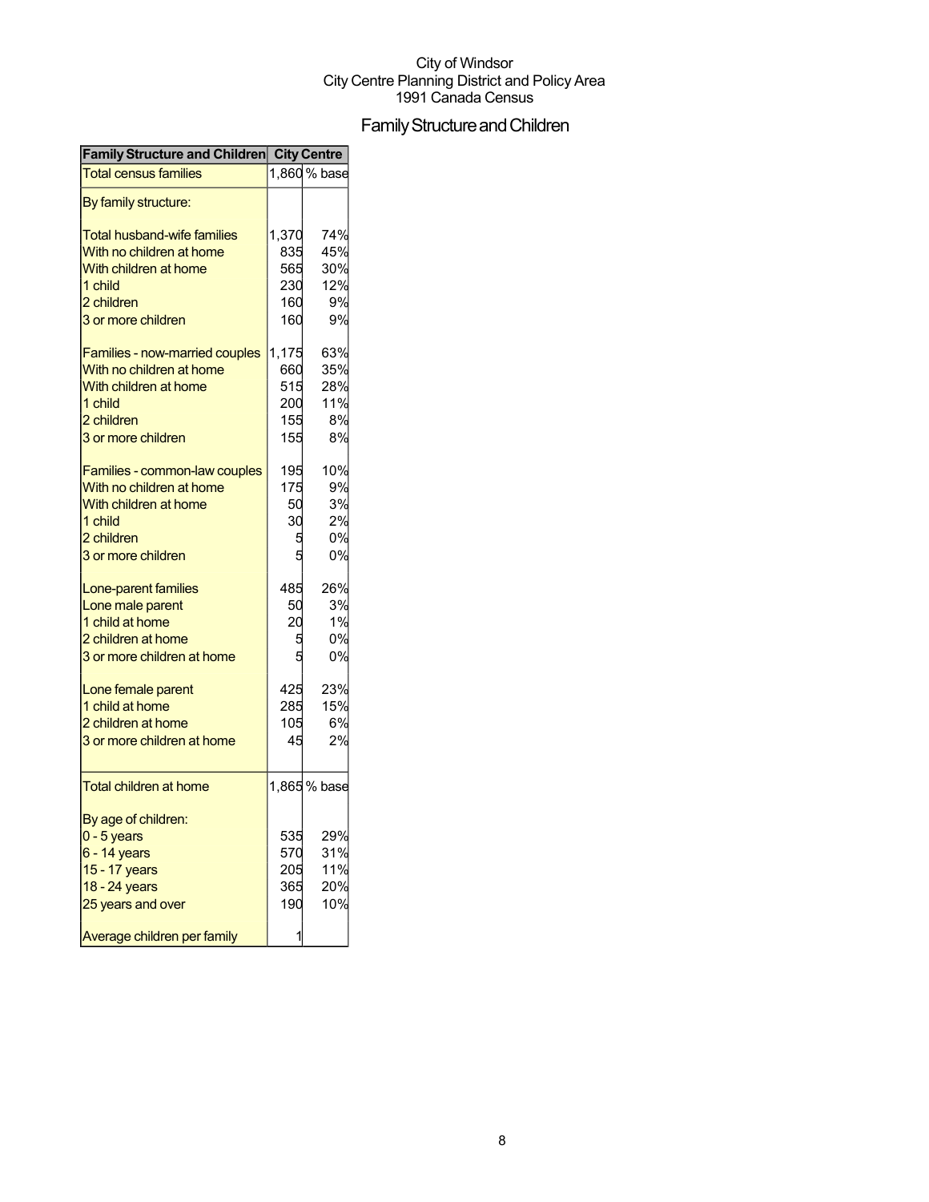City of Windsor
City Centre Planning District and Policy Area
1991 Canada Census

# Family Structure and Children

| Family Structure and Children | City Centre | |
|---|---|---|
| Total census families | 1,860 | % base |
| By family structure: | | |
| Total husband-wife families | 1,370 | 74% |
| With no children at home | 835 | 45% |
| With children at home | 565 | 30% |
| 1 child | 230 | 12% |
| 2 children | 160 | 9% |
| 3 or more children | 160 | 9% |
| Families - now-married couples | 1,175 | 63% |
| With no children at home | 660 | 35% |
| With children at home | 515 | 28% |
| 1 child | 200 | 11% |
| 2 children | 155 | 8% |
| 3 or more children | 155 | 8% |
| Families - common-law couples | 195 | 10% |
| With no children at home | 175 | 9% |
| With children at home | 50 | 3% |
| 1 child | 30 | 2% |
| 2 children | 5 | 0% |
| 3 or more children | 5 | 0% |
| Lone-parent families | 485 | 26% |
| Lone male parent | 50 | 3% |
| 1 child at home | 20 | 1% |
| 2 children at home | 5 | 0% |
| 3 or more children at home | 5 | 0% |
| Lone female parent | 425 | 23% |
| 1 child at home | 285 | 15% |
| 2 children at home | 105 | 6% |
| 3 or more children at home | 45 | 2% |
| Total children at home | 1,865 | % base |
| By age of children: | | |
| 0 - 5 years | 535 | 29% |
| 6 - 14 years | 570 | 31% |
| 15 - 17 years | 205 | 11% |
| 18 - 24 years | 365 | 20% |
| 25 years and over | 190 | 10% |
| Average children per family | 1 | |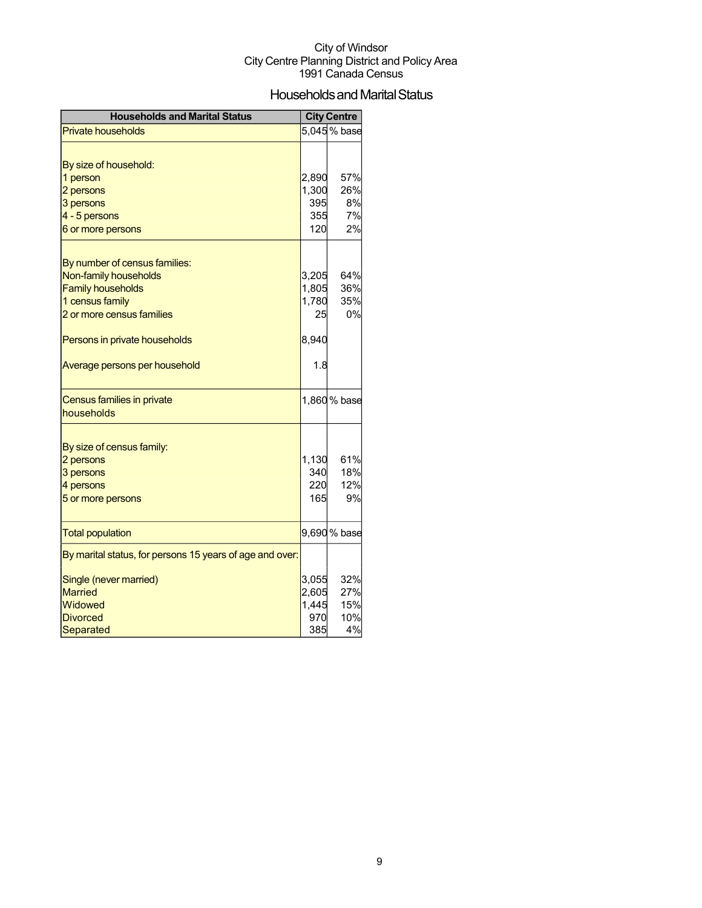City of Windsor
City Centre Planning District and Policy Area
1991 Canada Census

# Households and Marital Status

| Households and Marital Status | City Centre | |
|---|---|---|
| Private households | 5,045 | % base |
| | | |
| By size of household: | | |
| 1 person | 2,890 | 57% |
| 2 persons | 1,300 | 26% |
| 3 persons | 395 | 8% |
| 4 - 5 persons | 355 | 7% |
| 6 or more persons | 120 | 2% |
| | | |
| By number of census families: | | |
| Non-family households | 3,205 | 64% |
| Family households | 1,805 | 36% |
| 1 census family | 1,780 | 35% |
| 2 or more census families | 25 | 0% |
| | | |
| Persons in private households | 8,940 | |
| | | |
| Average persons per household | 1.8 | |
| | | |
| Census families in private households | 1,860 | % base |
| | | |
| By size of census family: | | |
| 2 persons | 1,130 | 61% |
| 3 persons | 340 | 18% |
| 4 persons | 220 | 12% |
| 5 or more persons | 165 | 9% |
| | | |
| Total population | 9,690 | % base |
| By marital status, for persons 15 years of age and over: | | |
| Single (never married) | 3,055 | 32% |
| Married | 2,605 | 27% |
| Widowed | 1,445 | 15% |
| Divorced | 970 | 10% |
| Separated | 385 | 4% |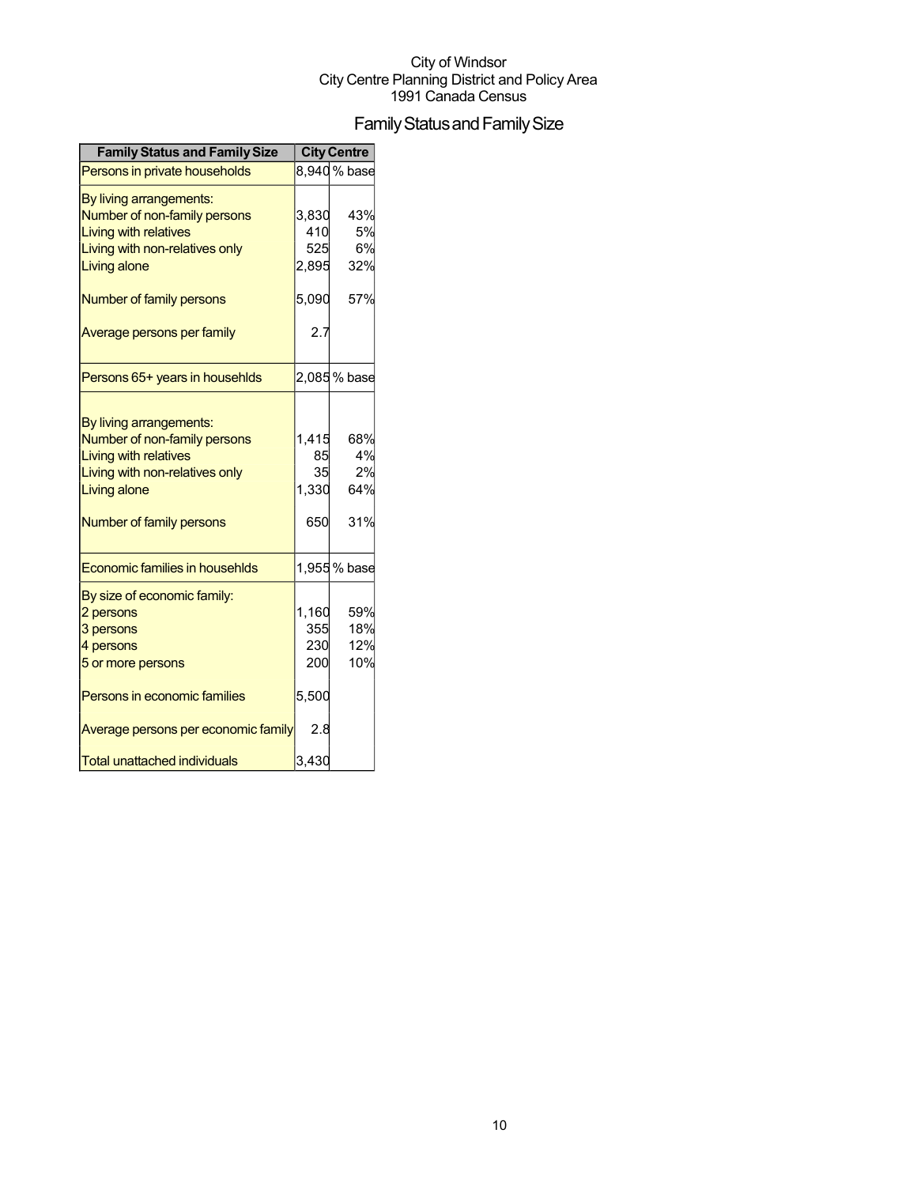City of Windsor
City Centre Planning District and Policy Area
1991 Canada Census

# Family Status and Family Size

| Family Status and Family Size | City Centre | |
|---|---|---|
| Persons in private households | 8,940 | % base |
| By living arrangements: | | |
| Number of non-family persons | 3,830 | 43% |
| Living with relatives | 410 | 5% |
| Living with non-relatives only | 525 | 6% |
| Living alone | 2,895 | 32% |
| Number of family persons | 5,090 | 57% |
| Average persons per family | 2.7 | |
| Persons 65+ years in households | 2,085 | % base |
| By living arrangements: | | |
| Number of non-family persons | 1,415 | 68% |
| Living with relatives | 85 | 4% |
| Living with non-relatives only | 35 | 2% |
| Living alone | 1,330 | 64% |
| Number of family persons | 650 | 31% |
| Economic families in households | 1,955 | % base |
| By size of economic family: | | |
| 2 persons | 1,160 | 59% |
| 3 persons | 355 | 18% |
| 4 persons | 230 | 12% |
| 5 or more persons | 200 | 10% |
| Persons in economic families | 5,500 | |
| Average persons per economic family | 2.8 | |
| Total unattached individuals | 3,430 | |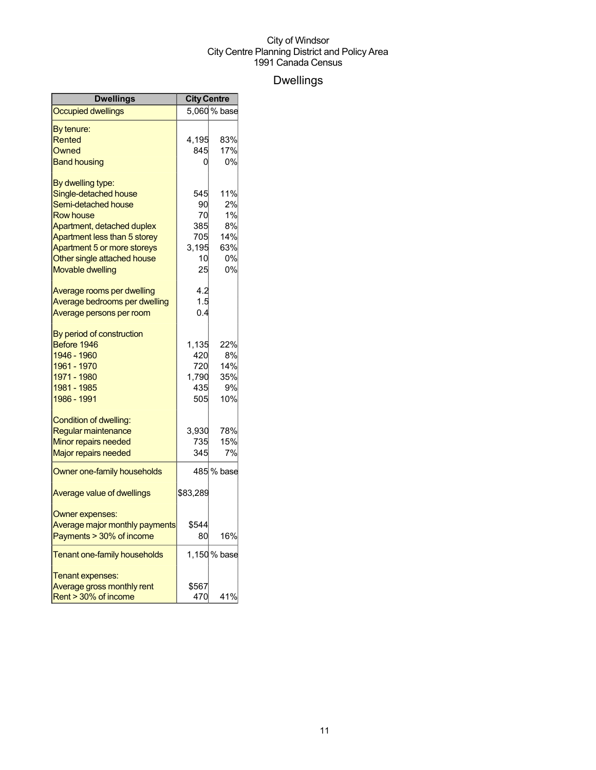City of Windsor
City Centre Planning District and Policy Area
1991 Canada Census

# Dwellings

| Dwellings | City Centre | |
|---|---|---|
| Occupied dwellings | 5,060 | % base |
| By tenure: | | |
| Rented | 4,195 | 83% |
| Owned | 845 | 17% |
| Band housing | 0 | 0% |
| By dwelling type: | | |
| Single-detached house | 545 | 11% |
| Semi-detached house | 90 | 2% |
| Row house | 70 | 1% |
| Apartment, detached duplex | 385 | 8% |
| Apartment less than 5 storey | 705 | 14% |
| Apartment 5 or more storeys | 3,195 | 63% |
| Other single attached house | 10 | 0% |
| Movable dwelling | 25 | 0% |
| Average rooms per dwelling | 4.2 | |
| Average bedrooms per dwelling | 1.5 | |
| Average persons per room | 0.4 | |
| By period of construction | | |
| Before 1946 | 1,135 | 22% |
| 1946 - 1960 | 420 | 8% |
| 1961 - 1970 | 720 | 14% |
| 1971 - 1980 | 1,790 | 35% |
| 1981 - 1985 | 435 | 9% |
| 1986 - 1991 | 505 | 10% |
| Condition of dwelling: | | |
| Regular maintenance | 3,930 | 78% |
| Minor repairs needed | 735 | 15% |
| Major repairs needed | 345 | 7% |
| Owner one-family households | 485 | % base |
| Average value of dwellings | $83,289 | |
| Owner expenses: | | |
| Average major monthly payments | $544 | |
| Payments > 30% of income | 80 | 16% |
| Tenant one-family households | 1,150 | % base |
| Tenant expenses: | | |
| Average gross monthly rent | $567 | |
| Rent > 30% of income | 470 | 41% |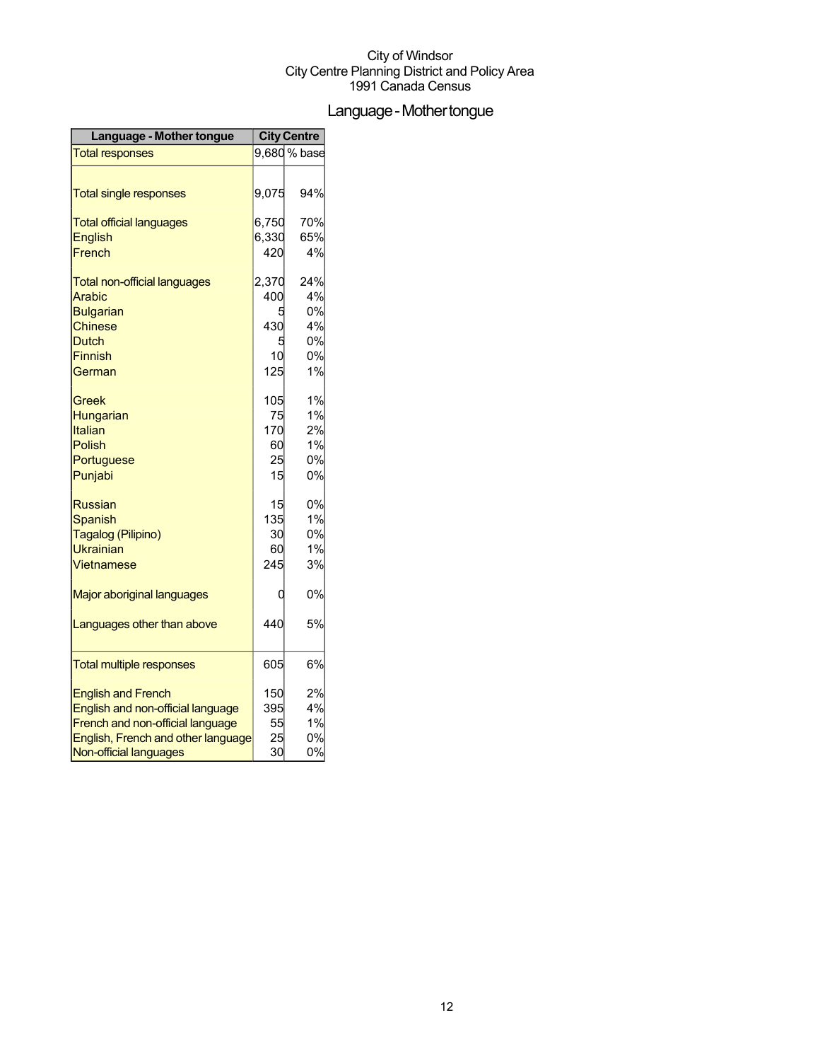City of Windsor
City Centre Planning District and Policy Area
1991 Canada Census

# Language - Mother tongue

| Language - Mother tongue | City Centre | |
|---|---|---|
| Total responses | 9,680 | % base |
| Total single responses | 9,075 | 94% |
| Total official languages | 6,750 | 70% |
| English | 6,330 | 65% |
| French | 420 | 4% |
| Total non-official languages | 2,370 | 24% |
| Arabic | 400 | 4% |
| Bulgarian | 5 | 0% |
| Chinese | 430 | 4% |
| Dutch | 5 | 0% |
| Finnish | 10 | 0% |
| German | 125 | 1% |
| Greek | 105 | 1% |
| Hungarian | 75 | 1% |
| Italian | 170 | 2% |
| Polish | 60 | 1% |
| Portuguese | 25 | 0% |
| Punjabi | 15 | 0% |
| Russian | 15 | 0% |
| Spanish | 135 | 1% |
| Tagalog (Pilipino) | 30 | 0% |
| Ukrainian | 60 | 1% |
| Vietnamese | 245 | 3% |
| Major aboriginal languages | 0 | 0% |
| Languages other than above | 440 | 5% |
| Total multiple responses | 605 | 6% |
| English and French | 150 | 2% |
| English and non-official language | 395 | 4% |
| French and non-official language | 55 | 1% |
| English, French and other language | 25 | 0% |
| Non-official languages | 30 | 0% |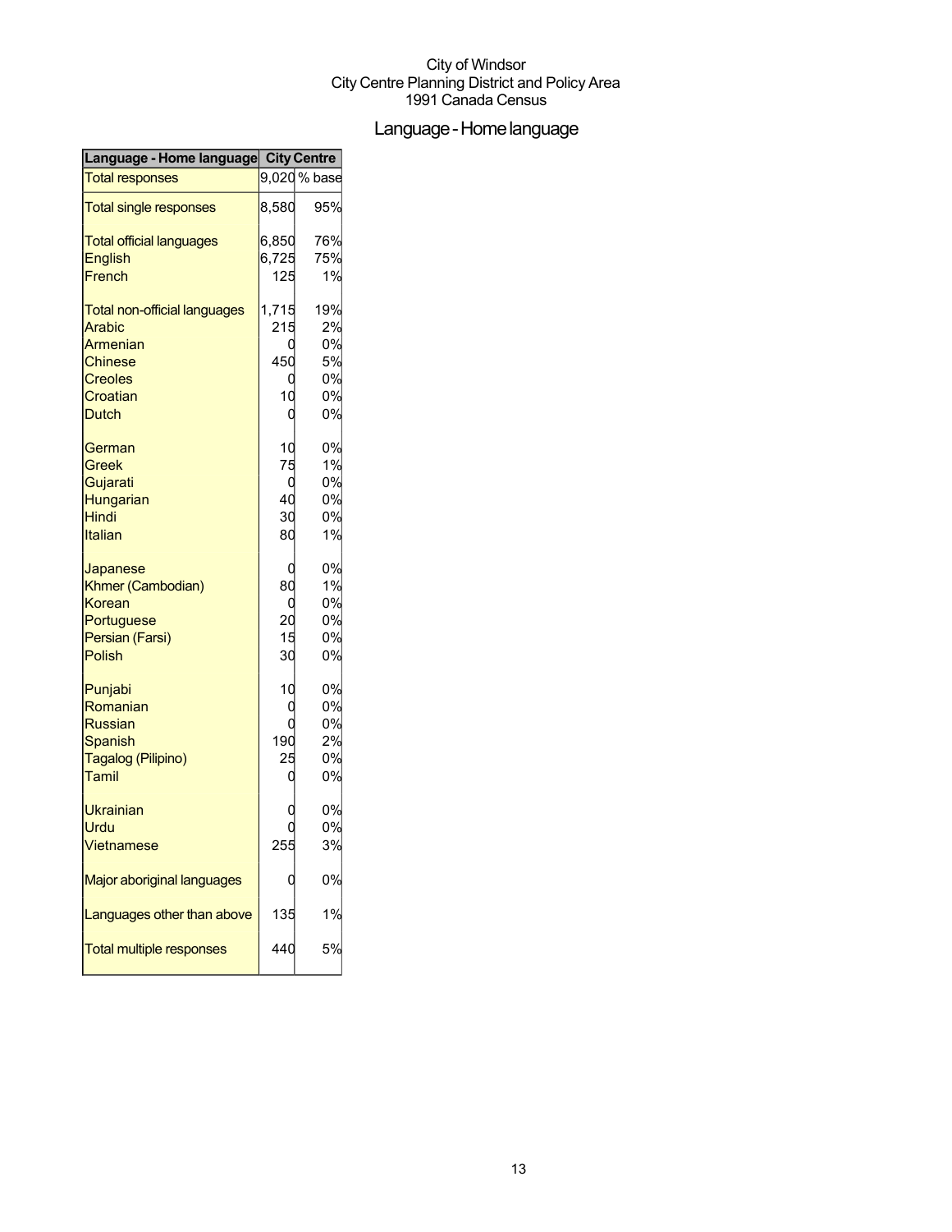City of Windsor
City Centre Planning District and Policy Area
1991 Canada Census

# Language - Home language

| Language - Home language | City Centre | |
|---|---|---|
| Total responses | 9,020 | % base |
| Total single responses | 8,580 | 95% |
| Total official languages | 6,850 | 76% |
| English | 6,725 | 75% |
| French | 125 | 1% |
| Total non-official languages | 1,715 | 19% |
| Arabic | 215 | 2% |
| Armenian | 0 | 0% |
| Chinese | 450 | 5% |
| Creoles | 0 | 0% |
| Croatian | 10 | 0% |
| Dutch | 0 | 0% |
| German | 10 | 0% |
| Greek | 75 | 1% |
| Gujarati | 0 | 0% |
| Hungarian | 40 | 0% |
| Hindi | 30 | 0% |
| Italian | 80 | 1% |
| Japanese | 0 | 0% |
| Khmer (Cambodian) | 80 | 1% |
| Korean | 0 | 0% |
| Portuguese | 20 | 0% |
| Persian (Farsi) | 15 | 0% |
| Polish | 30 | 0% |
| Punjabi | 10 | 0% |
| Romanian | 0 | 0% |
| Russian | 0 | 0% |
| Spanish | 190 | 2% |
| Tagalog (Pilipino) | 25 | 0% |
| Tamil | 0 | 0% |
| Ukrainian | 0 | 0% |
| Urdu | 0 | 0% |
| Vietnamese | 255 | 3% |
| Major aboriginal languages | 0 | 0% |
| Languages other than above | 135 | 1% |
| Total multiple responses | 440 | 5% |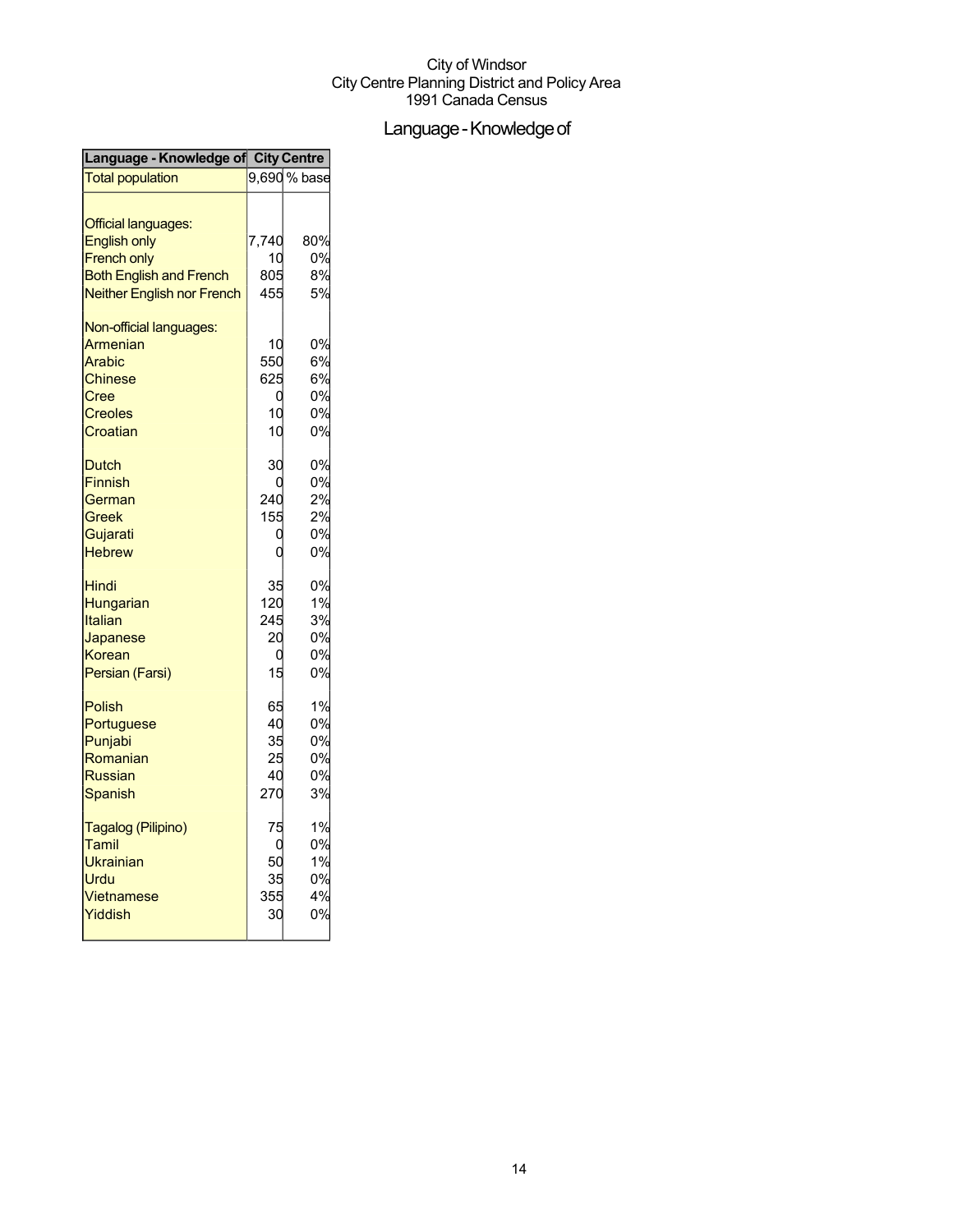City of Windsor
City Centre Planning District and Policy Area
1991 Canada Census

# Language - Knowledge of

| Language - Knowledge of | City Centre | |
|---|---|---|
| Total population | 9,690 | % base |
| | | |
| Official languages: | | |
| English only | 7,740 | 80% |
| French only | 10 | 0% |
| Both English and French | 805 | 8% |
| Neither English nor French | 455 | 5% |
| | | |
| Non-official languages: | | |
| Armenian | 10 | 0% |
| Arabic | 550 | 6% |
| Chinese | 625 | 6% |
| Cree | 0 | 0% |
| Creoles | 10 | 0% |
| Croatian | 10 | 0% |
| | | |
| Dutch | 30 | 0% |
| Finnish | 0 | 0% |
| German | 240 | 2% |
| Greek | 155 | 2% |
| Gujarati | 0 | 0% |
| Hebrew | 0 | 0% |
| | | |
| Hindi | 35 | 0% |
| Hungarian | 120 | 1% |
| Italian | 245 | 3% |
| Japanese | 20 | 0% |
| Korean | 0 | 0% |
| Persian (Farsi) | 15 | 0% |
| | | |
| Polish | 65 | 1% |
| Portuguese | 40 | 0% |
| Punjabi | 35 | 0% |
| Romanian | 25 | 0% |
| Russian | 40 | 0% |
| Spanish | 270 | 3% |
| | | |
| Tagalog (Pilipino) | 75 | 1% |
| Tamil | 0 | 0% |
| Ukrainian | 50 | 1% |
| Urdu | 35 | 0% |
| Vietnamese | 355 | 4% |
| Yiddish | 30 | 0% |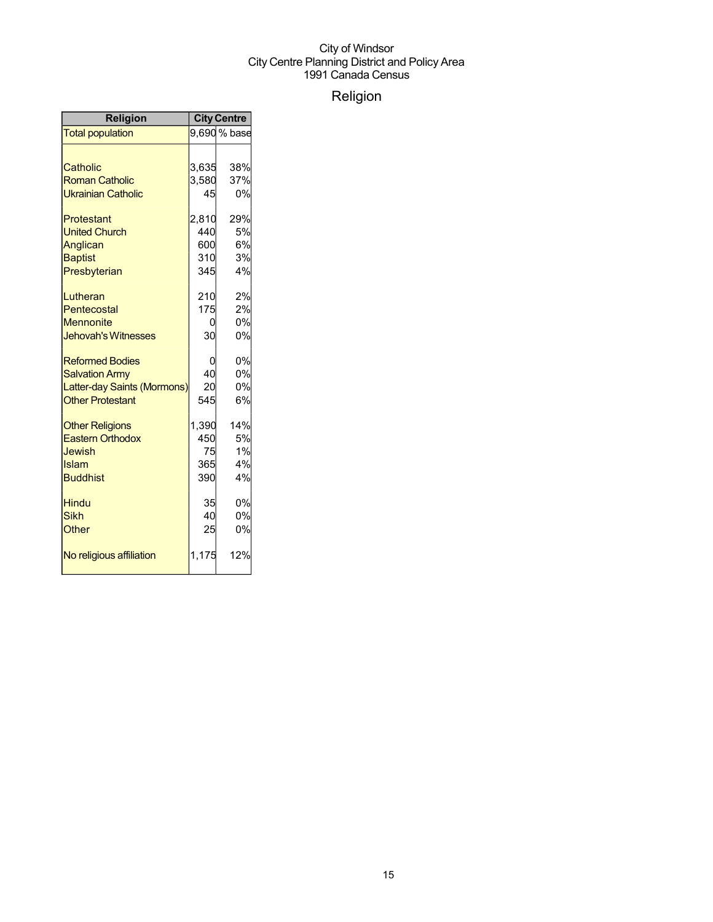City of Windsor
City Centre Planning District and Policy Area
1991 Canada Census

# Religion

| Religion | City Centre | |
|---|---|---|
| Total population | 9,690 | % base |
| | | |
| Catholic | 3,635 | 38% |
| Roman Catholic | 3,580 | 37% |
| Ukrainian Catholic | 45 | 0% |
| | | |
| Protestant | 2,810 | 29% |
| United Church | 440 | 5% |
| Anglican | 600 | 6% |
| Baptist | 310 | 3% |
| Presbyterian | 345 | 4% |
| | | |
| Lutheran | 210 | 2% |
| Pentecostal | 175 | 2% |
| Mennonite | 0 | 0% |
| Jehovah's Witnesses | 30 | 0% |
| | | |
| Reformed Bodies | 0 | 0% |
| Salvation Army | 40 | 0% |
| Latter-day Saints (Mormons) | 20 | 0% |
| Other Protestant | 545 | 6% |
| | | |
| Other Religions | 1,390 | 14% |
| Eastern Orthodox | 450 | 5% |
| Jewish | 75 | 1% |
| Islam | 365 | 4% |
| Buddhist | 390 | 4% |
| | | |
| Hindu | 35 | 0% |
| Sikh | 40 | 0% |
| Other | 25 | 0% |
| | | |
| No religious affiliation | 1,175 | 12% |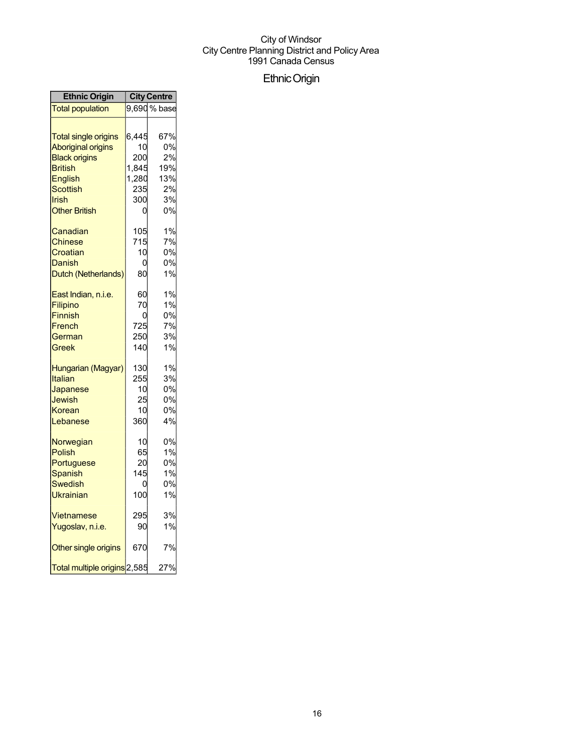City of Windsor
City Centre Planning District and Policy Area
1991 Canada Census

# Ethnic Origin

| Ethnic Origin | City Centre | |
|---|---|---|
| Total population | 9,690 | % base |
| | | |
| Total single origins | 6,445 | 67% |
| Aboriginal origins | 10 | 0% |
| Black origins | 200 | 2% |
| British | 1,845 | 19% |
| English | 1,280 | 13% |
| Scottish | 235 | 2% |
| Irish | 300 | 3% |
| Other British | 0 | 0% |
| | | |
| Canadian | 105 | 1% |
| Chinese | 715 | 7% |
| Croatian | 10 | 0% |
| Danish | 0 | 0% |
| Dutch (Netherlands) | 80 | 1% |
| | | |
| East Indian, n.i.e. | 60 | 1% |
| Filipino | 70 | 1% |
| Finnish | 0 | 0% |
| French | 725 | 7% |
| German | 250 | 3% |
| Greek | 140 | 1% |
| | | |
| Hungarian (Magyar) | 130 | 1% |
| Italian | 255 | 3% |
| Japanese | 10 | 0% |
| Jewish | 25 | 0% |
| Korean | 10 | 0% |
| Lebanese | 360 | 4% |
| | | |
| Norwegian | 10 | 0% |
| Polish | 65 | 1% |
| Portuguese | 20 | 0% |
| Spanish | 145 | 1% |
| Swedish | 0 | 0% |
| Ukrainian | 100 | 1% |
| | | |
| Vietnamese | 295 | 3% |
| Yugoslav, n.i.e. | 90 | 1% |
| | | |
| Other single origins | 670 | 7% |
| | | |
| Total multiple origins | 2,585 | 27% |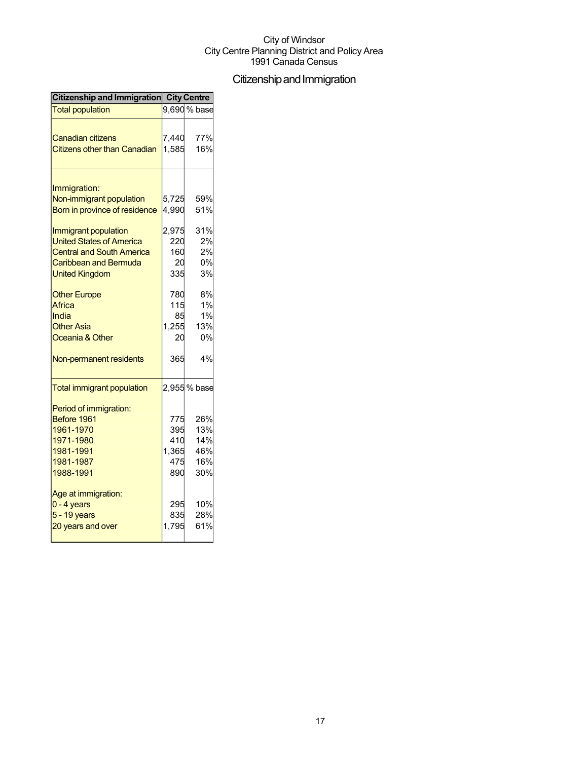City of Windsor
City Centre Planning District and Policy Area
1991 Canada Census

# Citizenship and Immigration

| Citizenship and Immigration | City Centre | |
|---|---|---|
| Total population | 9,690 | % base |
| | | |
| Canadian citizens | 7,440 | 77% |
| Citizens other than Canadian | 1,585 | 16% |
| | | |
| Immigration: | | |
| Non-immigrant population | 5,725 | 59% |
| Born in province of residence | 4,990 | 51% |
| | | |
| Immigrant population | 2,975 | 31% |
| United States of America | 220 | 2% |
| Central and South America | 160 | 2% |
| Caribbean and Bermuda | 20 | 0% |
| United Kingdom | 335 | 3% |
| | | |
| Other Europe | 780 | 8% |
| Africa | 115 | 1% |
| India | 85 | 1% |
| Other Asia | 1,255 | 13% |
| Oceania & Other | 20 | 0% |
| | | |
| Non-permanent residents | 365 | 4% |
| | | |
| Total immigrant population | 2,955 | % base |
| | | |
| Period of immigration: | | |
| Before 1961 | 775 | 26% |
| 1961-1970 | 395 | 13% |
| 1971-1980 | 410 | 14% |
| 1981-1991 | 1,365 | 46% |
| 1981-1987 | 475 | 16% |
| 1988-1991 | 890 | 30% |
| | | |
| Age at immigration: | | |
| 0 - 4 years | 295 | 10% |
| 5 - 19 years | 835 | 28% |
| 20 years and over | 1,795 | 61% |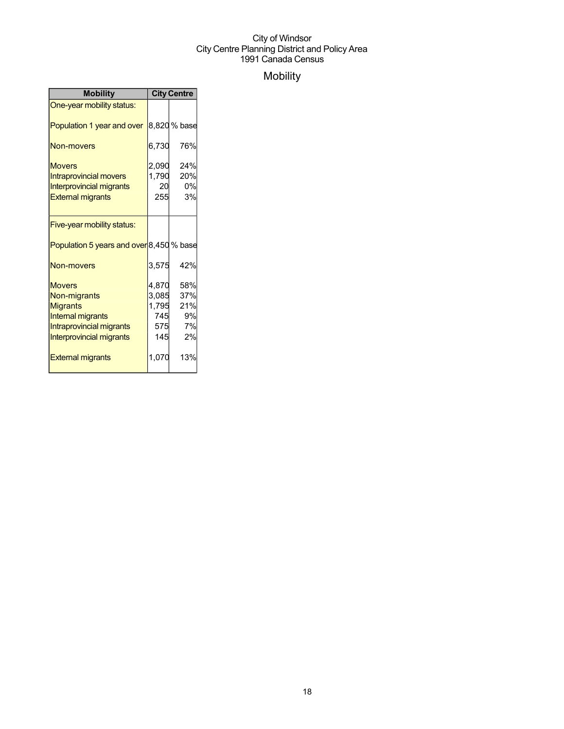City of Windsor
City Centre Planning District and Policy Area
1991 Canada Census

# Mobility

| Mobility | City Centre | |
|---|---|---|
| One-year mobility status: | | |
| Population 1 year and over | 8,820 | % base |
| Non-movers | 6,730 | 76% |
| Movers | 2,090 | 24% |
| Intraprovincial movers | 1,790 | 20% |
| Interprovincial migrants | 20 | 0% |
| External migrants | 255 | 3% |
| Five-year mobility status: | | |
| Population 5 years and over | 8,450 | % base |
| Non-movers | 3,575 | 42% |
| Movers | 4,870 | 58% |
| Non-migrants | 3,085 | 37% |
| Migrants | 1,795 | 21% |
| Internal migrants | 745 | 9% |
| Intraprovincial migrants | 575 | 7% |
| Interprovincial migrants | 145 | 2% |
| External migrants | 1,070 | 13% |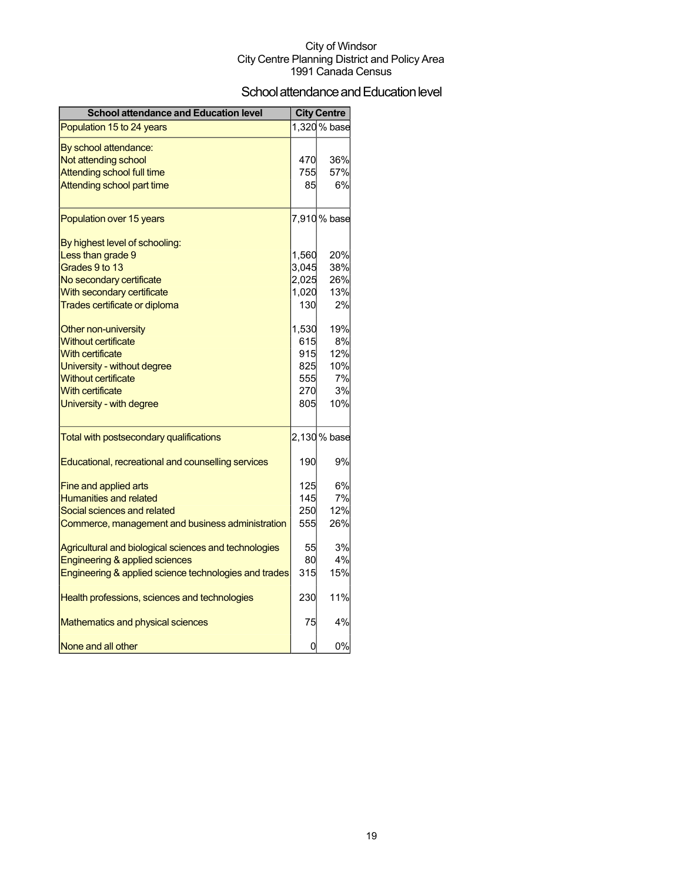City of Windsor
City Centre Planning District and Policy Area
1991 Canada Census

# School attendance and Education level

| School attendance and Education level | City Centre | |
|---|---|---|
| Population 15 to 24 years | 1,320 | % base |
| By school attendance: | | |
| Not attending school | 470 | 36% |
| Attending school full time | 755 | 57% |
| Attending school part time | 85 | 6% |
| Population over 15 years | 7,910 | % base |
| By highest level of schooling: | | |
| Less than grade 9 | 1,560 | 20% |
| Grades 9 to 13 | 3,045 | 38% |
| No secondary certificate | 2,025 | 26% |
| With secondary certificate | 1,020 | 13% |
| Trades certificate or diploma | 130 | 2% |
| Other non-university | 1,530 | 19% |
| Without certificate | 615 | 8% |
| With certificate | 915 | 12% |
| University - without degree | 825 | 10% |
| Without certificate | 555 | 7% |
| With certificate | 270 | 3% |
| University - with degree | 805 | 10% |
| Total with postsecondary qualifications | 2,130 | % base |
| Educational, recreational and counselling services | 190 | 9% |
| Fine and applied arts | 125 | 6% |
| Humanities and related | 145 | 7% |
| Social sciences and related | 250 | 12% |
| Commerce, management and business administration | 555 | 26% |
| Agricultural and biological sciences and technologies | 55 | 3% |
| Engineering & applied sciences | 80 | 4% |
| Engineering & applied science technologies and trades | 315 | 15% |
| Health professions, sciences and technologies | 230 | 11% |
| Mathematics and physical sciences | 75 | 4% |
| None and all other | 0 | 0% |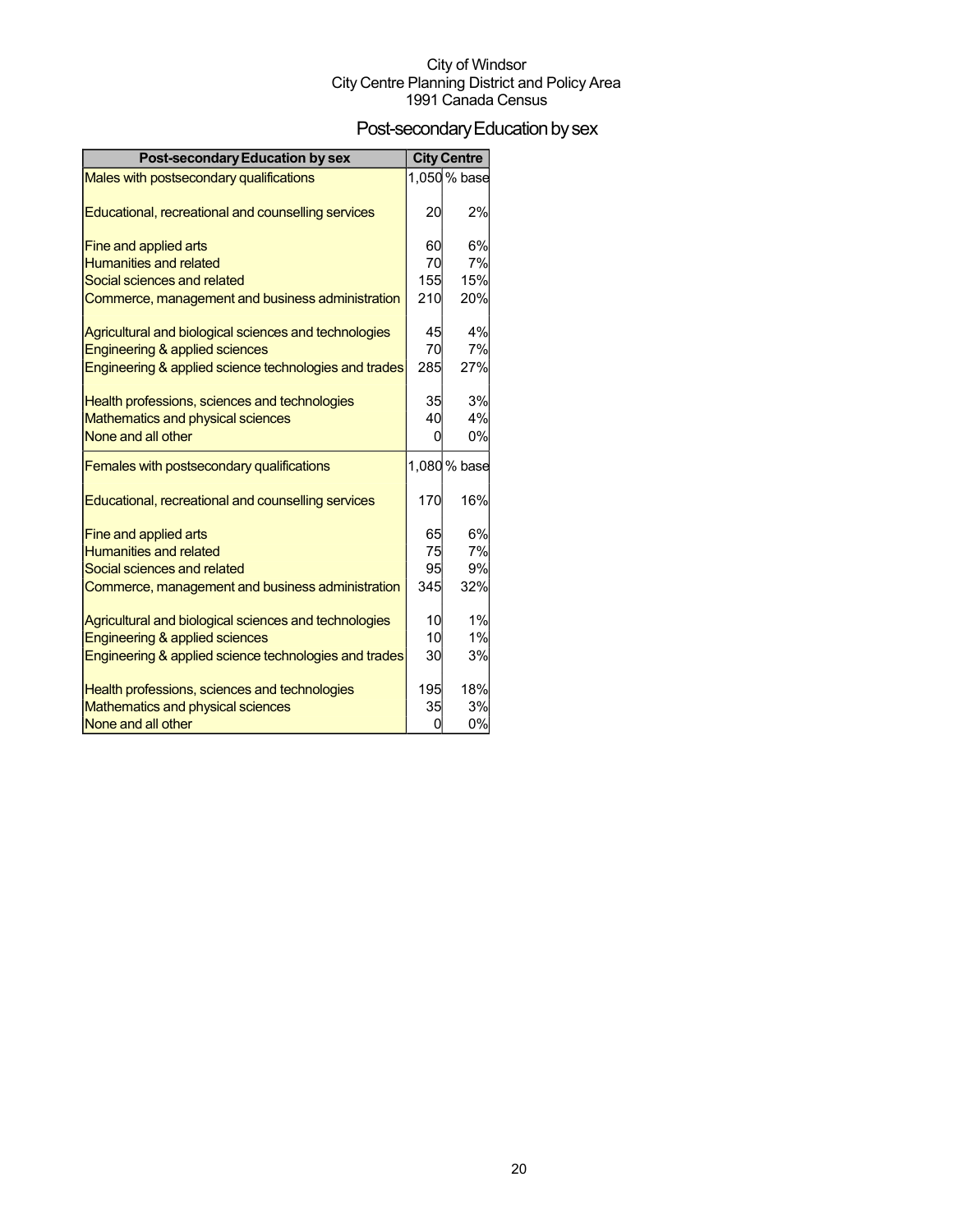City of Windsor
City Centre Planning District and Policy Area
1991 Canada Census

# Post-secondary Education by sex

| Post-secondary Education by sex | City Centre | |
|---|---|---|
| Males with postsecondary qualifications | 1,050 | % base |
| Educational, recreational and counselling services | 20 | 2% |
| Fine and applied arts | 60 | 6% |
| Humanities and related | 70 | 7% |
| Social sciences and related | 155 | 15% |
| Commerce, management and business administration | 210 | 20% |
| Agricultural and biological sciences and technologies | 45 | 4% |
| Engineering & applied sciences | 70 | 7% |
| Engineering & applied science technologies and trades | 285 | 27% |
| Health professions, sciences and technologies | 35 | 3% |
| Mathematics and physical sciences | 40 | 4% |
| None and all other | 0 | 0% |
| Females with postsecondary qualifications | 1,080 | % base |
| Educational, recreational and counselling services | 170 | 16% |
| Fine and applied arts | 65 | 6% |
| Humanities and related | 75 | 7% |
| Social sciences and related | 95 | 9% |
| Commerce, management and business administration | 345 | 32% |
| Agricultural and biological sciences and technologies | 10 | 1% |
| Engineering & applied sciences | 10 | 1% |
| Engineering & applied science technologies and trades | 30 | 3% |
| Health professions, sciences and technologies | 195 | 18% |
| Mathematics and physical sciences | 35 | 3% |
| None and all other | 0 | 0% |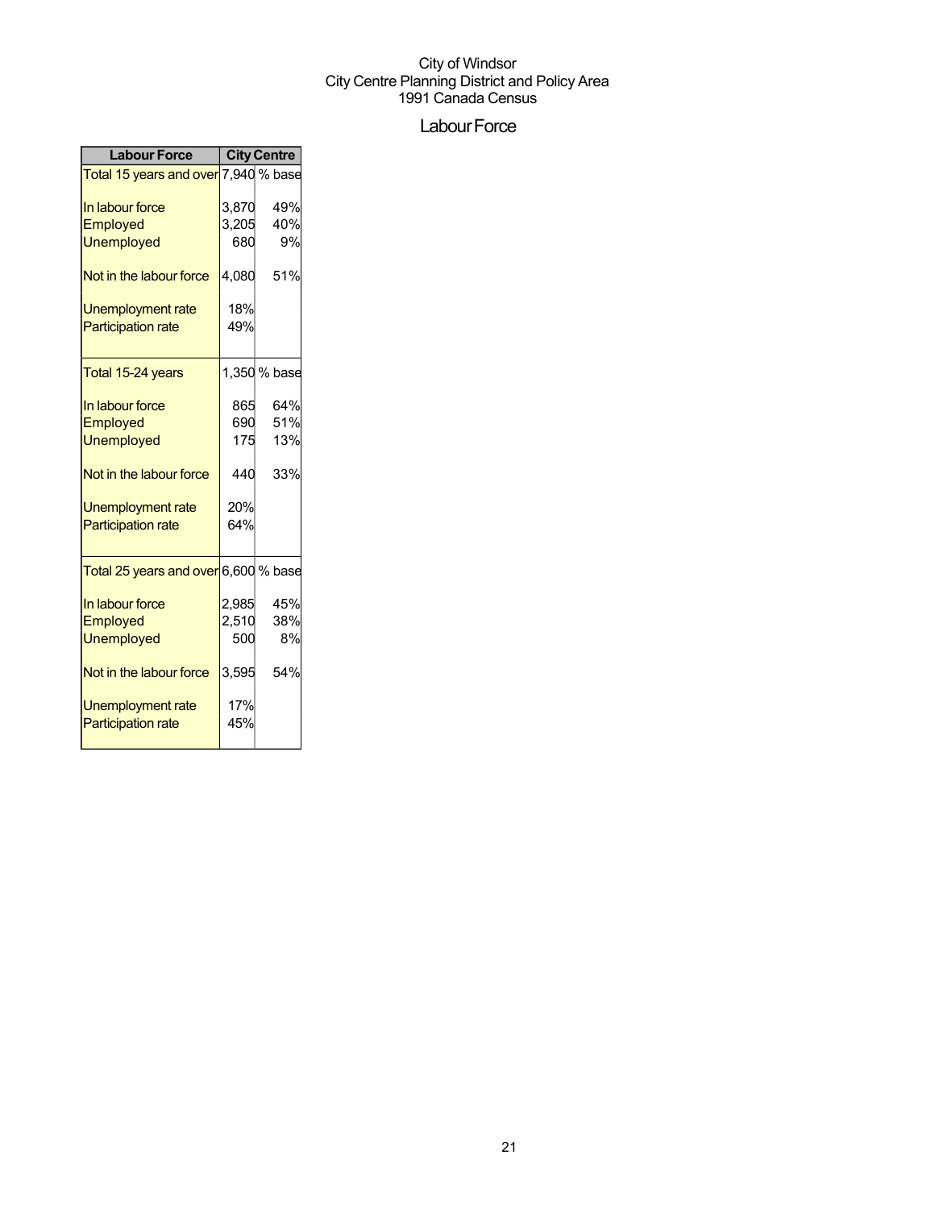City of Windsor
City Centre Planning District and Policy Area
1991 Canada Census

# Labour Force

| Labour Force | City Centre | |
|---|---|---|
| Total 15 years and over | 7,940 | % base |
| In labour force | 3,870 | 49% |
| Employed | 3,205 | 40% |
| Unemployed | 680 | 9% |
| Not in the labour force | 4,080 | 51% |
| Unemployment rate | 18% | |
| Participation rate | 49% | |
| Total 15-24 years | 1,350 | % base |
| In labour force | 865 | 64% |
| Employed | 690 | 51% |
| Unemployed | 175 | 13% |
| Not in the labour force | 440 | 33% |
| Unemployment rate | 20% | |
| Participation rate | 64% | |
| Total 25 years and over | 6,600 | % base |
| In labour force | 2,985 | 45% |
| Employed | 2,510 | 38% |
| Unemployed | 500 | 8% |
| Not in the labour force | 3,595 | 54% |
| Unemployment rate | 17% | |
| Participation rate | 45% | |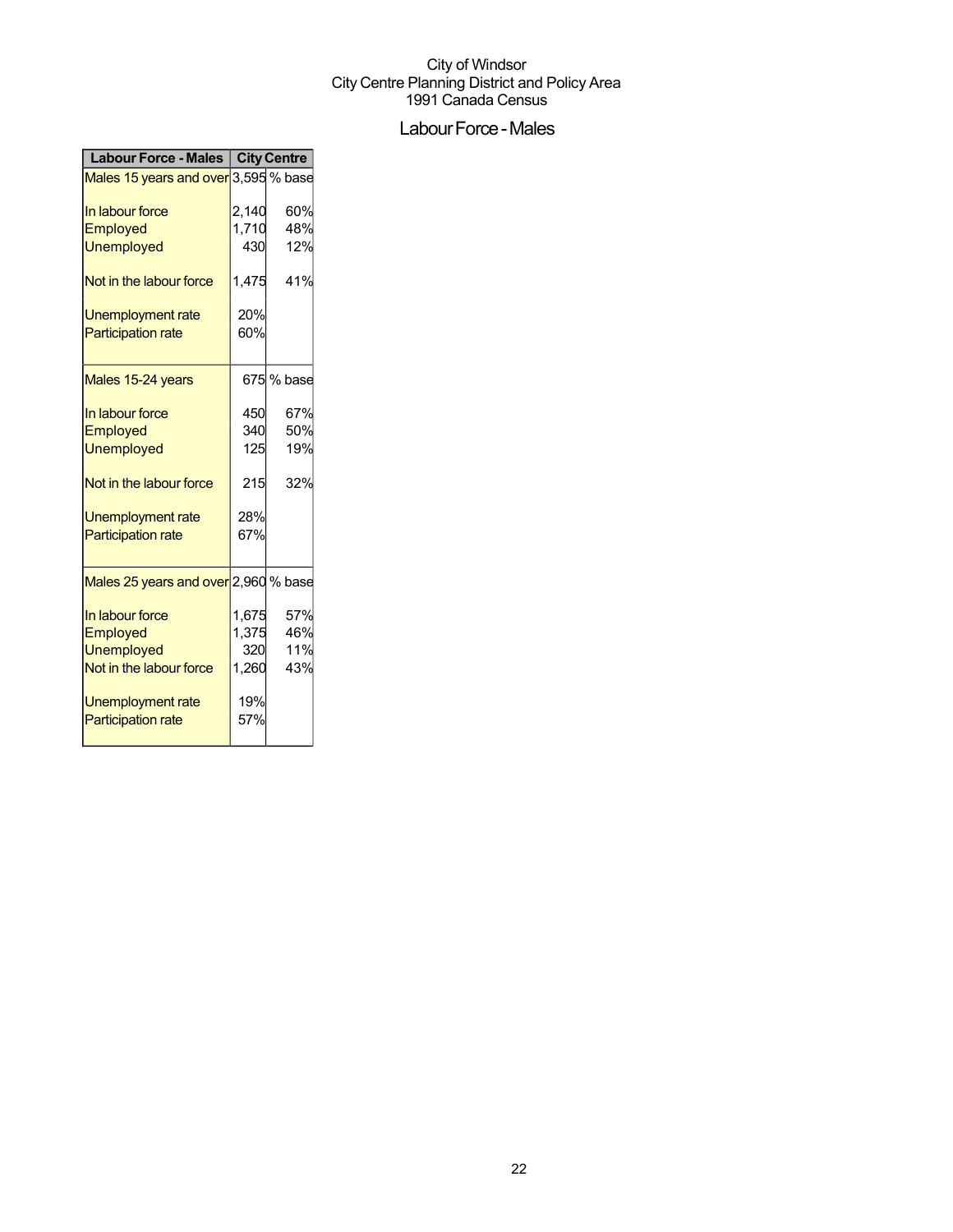City of Windsor
City Centre Planning District and Policy Area
1991 Canada Census

## Labour Force - Males

| Labour Force - Males | City Centre | |
|---|---|---|
| Males 15 years and over | 3,595 | % base |
| In labour force | 2,140 | 60% |
| Employed | 1,710 | 48% |
| Unemployed | 430 | 12% |
| Not in the labour force | 1,475 | 41% |
| Unemployment rate | 20% | |
| Participation rate | 60% | |
| Males 15-24 years | 675 | % base |
| In labour force | 450 | 67% |
| Employed | 340 | 50% |
| Unemployed | 125 | 19% |
| Not in the labour force | 215 | 32% |
| Unemployment rate | 28% | |
| Participation rate | 67% | |
| Males 25 years and over | 2,960 | % base |
| In labour force | 1,675 | 57% |
| Employed | 1,375 | 46% |
| Unemployed | 320 | 11% |
| Not in the labour force | 1,260 | 43% |
| Unemployment rate | 19% | |
| Participation rate | 57% | |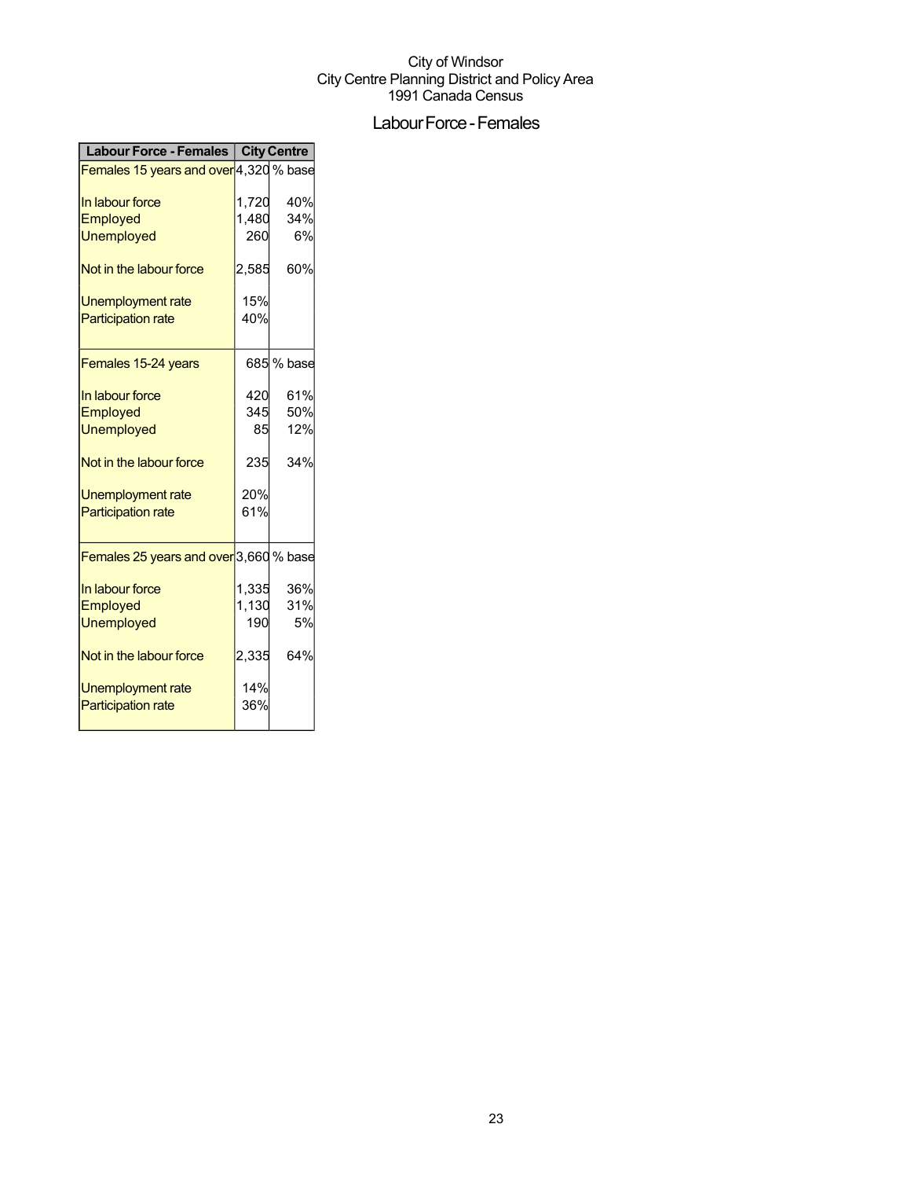City of Windsor
City Centre Planning District and Policy Area
1991 Canada Census

# Labour Force - Females

| Labour Force - Females | City Centre | |
|---|---|---|
| Females 15 years and over | 4,320 | % base |
| In labour force | 1,720 | 40% |
| Employed | 1,480 | 34% |
| Unemployed | 260 | 6% |
| Not in the labour force | 2,585 | 60% |
| Unemployment rate | 15% | |
| Participation rate | 40% | |
| Females 15-24 years | 685 | % base |
| In labour force | 420 | 61% |
| Employed | 345 | 50% |
| Unemployed | 85 | 12% |
| Not in the labour force | 235 | 34% |
| Unemployment rate | 20% | |
| Participation rate | 61% | |
| Females 25 years and over | 3,660 | % base |
| In labour force | 1,335 | 36% |
| Employed | 1,130 | 31% |
| Unemployed | 190 | 5% |
| Not in the labour force | 2,335 | 64% |
| Unemployment rate | 14% | |
| Participation rate | 36% | |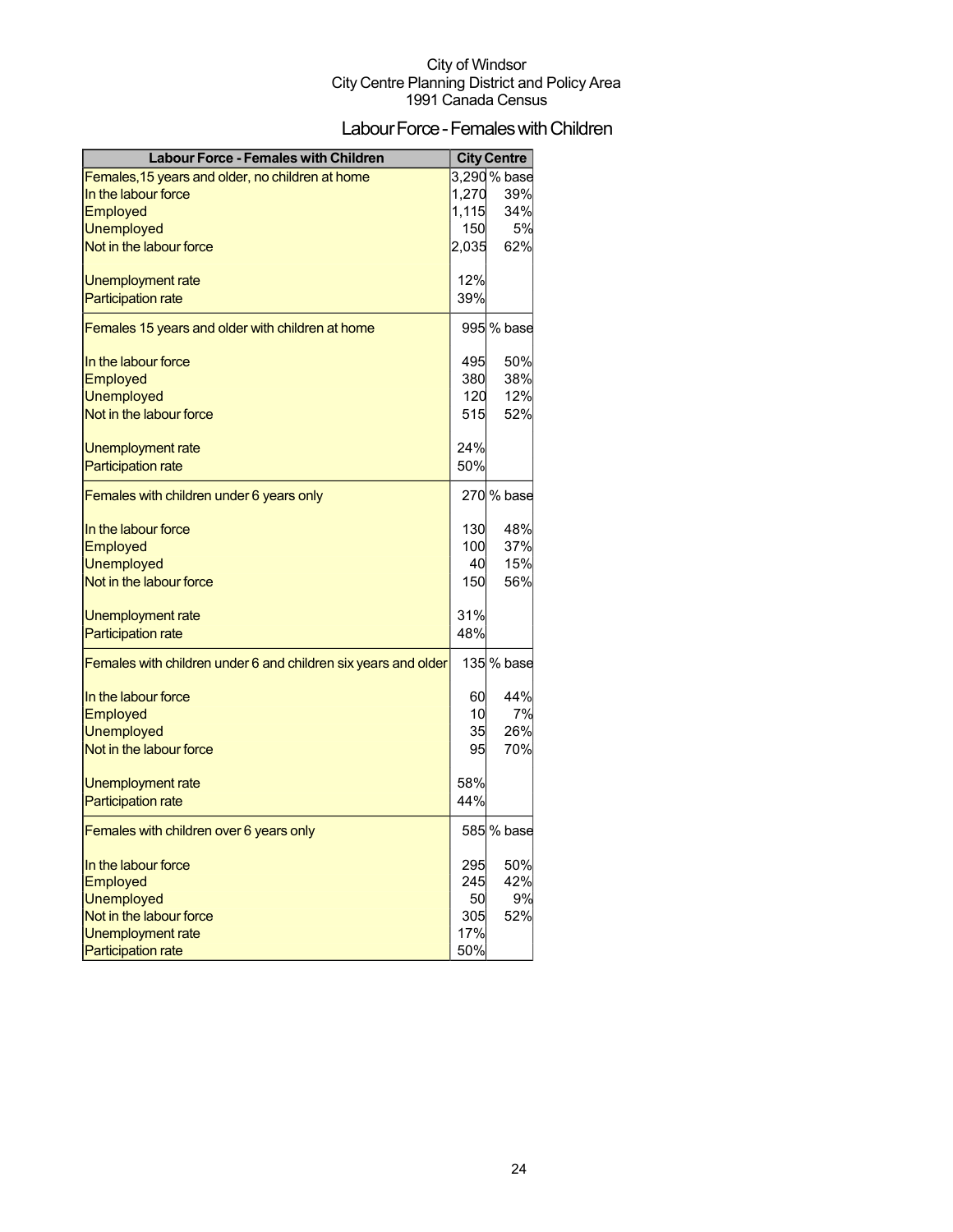City of Windsor
City Centre Planning District and Policy Area
1991 Canada Census

# Labour Force - Females with Children

| Labour Force - Females with Children | City Centre | |
|---|---|---|
| Females,15 years and older, no children at home | 3,290 | % base |
| In the labour force | 1,270 | 39% |
| Employed | 1,115 | 34% |
| Unemployed | 150 | 5% |
| Not in the labour force | 2,035 | 62% |
| | | |
| Unemployment rate | 12% | |
| Participation rate | 39% | |
| Females 15 years and older with children at home | 995 | % base |
| | | |
| In the labour force | 495 | 50% |
| Employed | 380 | 38% |
| Unemployed | 120 | 12% |
| Not in the labour force | 515 | 52% |
| | | |
| Unemployment rate | 24% | |
| Participation rate | 50% | |
| Females with children under 6 years only | 270 | % base |
| | | |
| In the labour force | 130 | 48% |
| Employed | 100 | 37% |
| Unemployed | 40 | 15% |
| Not in the labour force | 150 | 56% |
| | | |
| Unemployment rate | 31% | |
| Participation rate | 48% | |
| Females with children under 6 and children six years and older | 135 | % base |
| | | |
| In the labour force | 60 | 44% |
| Employed | 10 | 7% |
| Unemployed | 35 | 26% |
| Not in the labour force | 95 | 70% |
| | | |
| Unemployment rate | 58% | |
| Participation rate | 44% | |
| Females with children over 6 years only | 585 | % base |
| | | |
| In the labour force | 295 | 50% |
| Employed | 245 | 42% |
| Unemployed | 50 | 9% |
| Not in the labour force | 305 | 52% |
| Unemployment rate | 17% | |
| Participation rate | 50% | |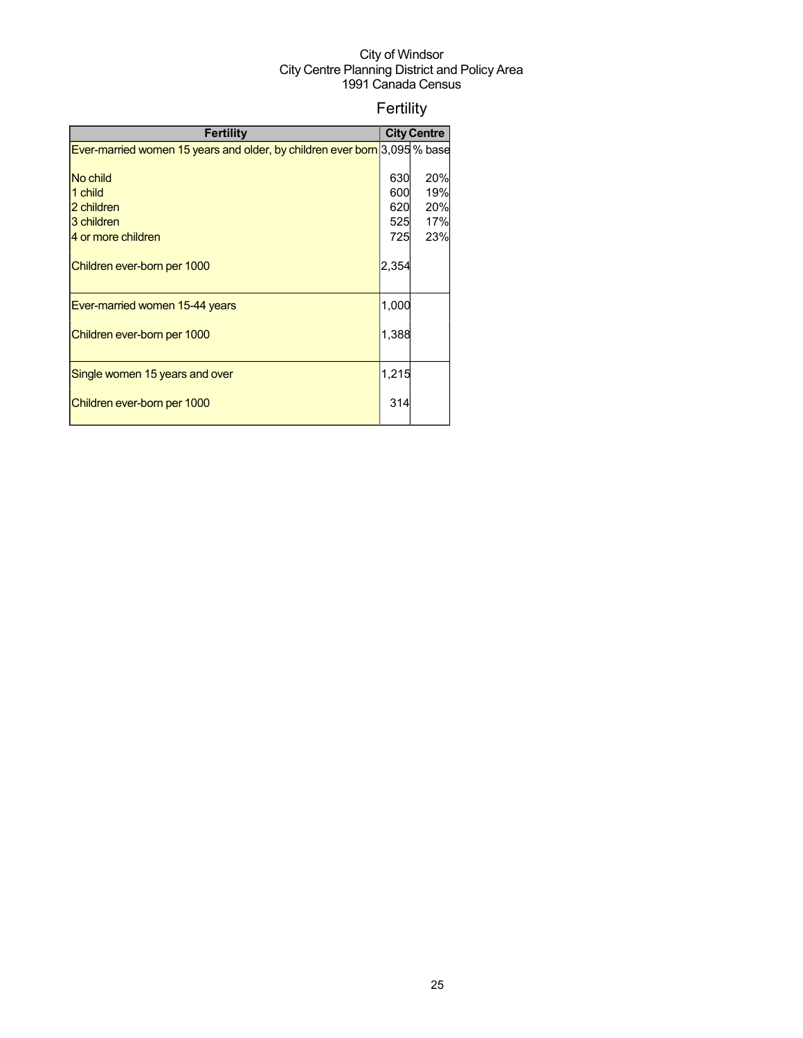City of Windsor
City Centre Planning District and Policy Area
1991 Canada Census

# Fertility

| Fertility | City Centre | |
|---|---|---|
| Ever-married women 15 years and older, by children ever born | 3,095 | % base |
| No child | 630 | 20% |
| 1 child | 600 | 19% |
| 2 children | 620 | 20% |
| 3 children | 525 | 17% |
| 4 or more children | 725 | 23% |
| Children ever-born per 1000 | 2,354 | |
| Ever-married women 15-44 years | 1,000 | |
| Children ever-born per 1000 | 1,388 | |
| Single women 15 years and over | 1,215 | |
| Children ever-born per 1000 | 314 | |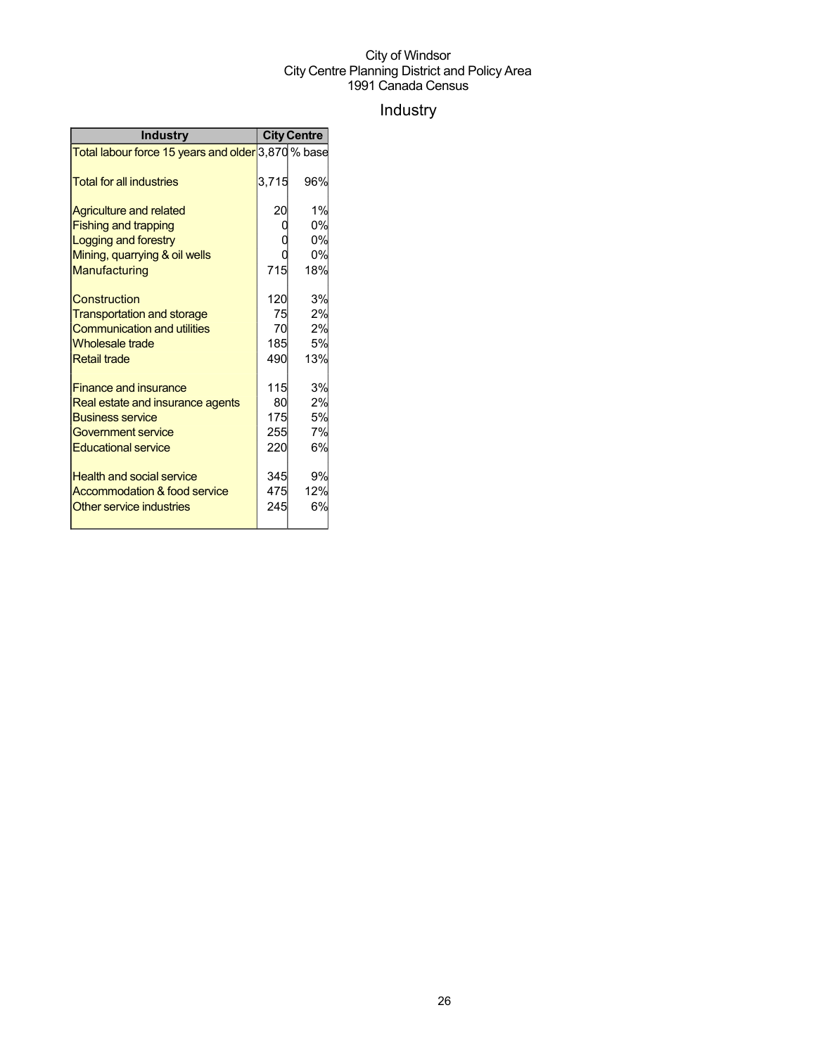City of Windsor
City Centre Planning District and Policy Area
1991 Canada Census

# Industry

| Industry | City Centre | |
|---|---|---|
| Total labour force 15 years and older | 3,870 | % base |
| Total for all industries | 3,715 | 96% |
| Agriculture and related | 20 | 1% |
| Fishing and trapping | 0 | 0% |
| Logging and forestry | 0 | 0% |
| Mining, quarrying & oil wells | 0 | 0% |
| Manufacturing | 715 | 18% |
| Construction | 120 | 3% |
| Transportation and storage | 75 | 2% |
| Communication and utilities | 70 | 2% |
| Wholesale trade | 185 | 5% |
| Retail trade | 490 | 13% |
| Finance and insurance | 115 | 3% |
| Real estate and insurance agents | 80 | 2% |
| Business service | 175 | 5% |
| Government service | 255 | 7% |
| Educational service | 220 | 6% |
| Health and social service | 345 | 9% |
| Accommodation & food service | 475 | 12% |
| Other service industries | 245 | 6% |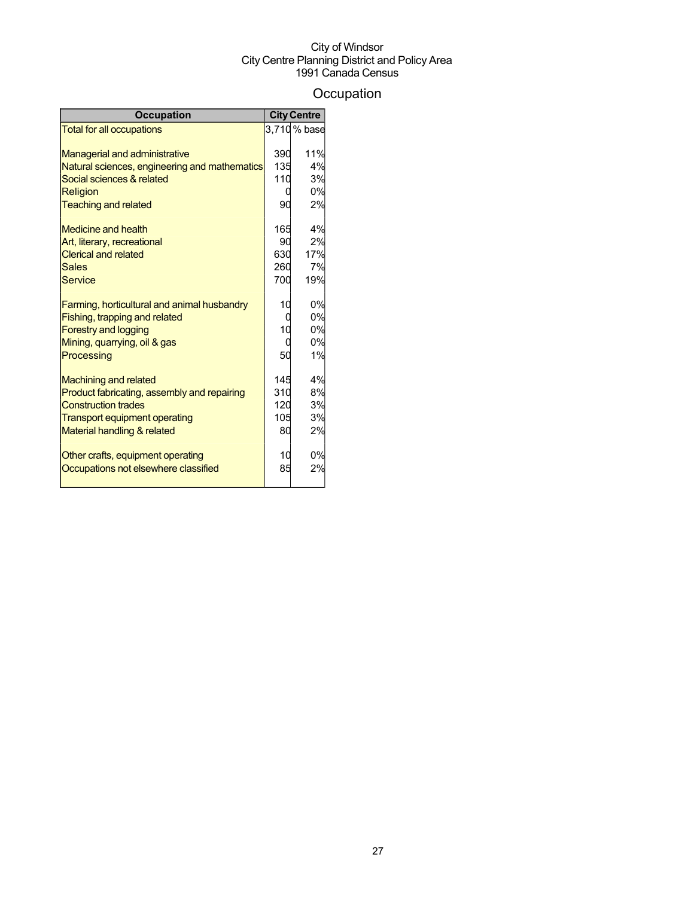City of Windsor
City Centre Planning District and Policy Area
1991 Canada Census

# Occupation

| Occupation | City Centre | |
|---|---|---|
| Total for all occupations | 3,710 | % base |
| Managerial and administrative | 390 | 11% |
| Natural sciences, engineering and mathematics | 135 | 4% |
| Social sciences & related | 110 | 3% |
| Religion | 0 | 0% |
| Teaching and related | 90 | 2% |
| Medicine and health | 165 | 4% |
| Art, literary, recreational | 90 | 2% |
| Clerical and related | 630 | 17% |
| Sales | 260 | 7% |
| Service | 700 | 19% |
| Farming, horticultural and animal husbandry | 10 | 0% |
| Fishing, trapping and related | 0 | 0% |
| Forestry and logging | 10 | 0% |
| Mining, quarrying, oil & gas | 0 | 0% |
| Processing | 50 | 1% |
| Machining and related | 145 | 4% |
| Product fabricating, assembly and repairing | 310 | 8% |
| Construction trades | 120 | 3% |
| Transport equipment operating | 105 | 3% |
| Material handling & related | 80 | 2% |
| Other crafts, equipment operating | 10 | 0% |
| Occupations not elsewhere classified | 85 | 2% |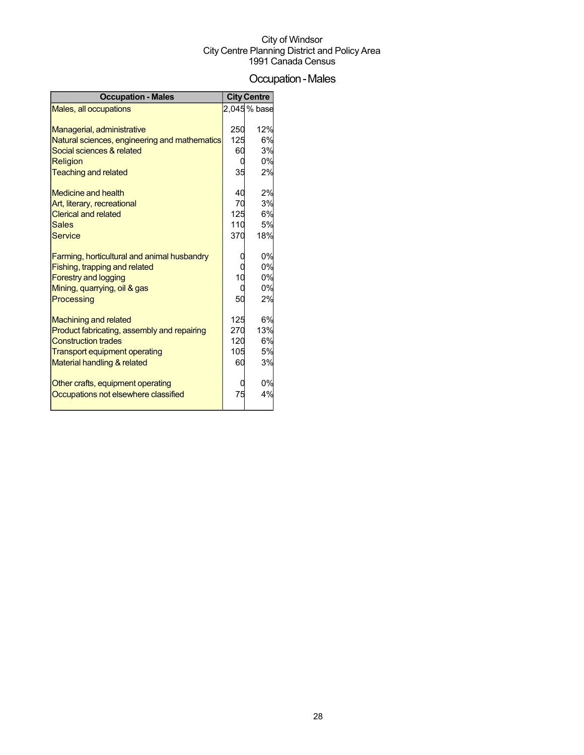City of Windsor
City Centre Planning District and Policy Area
1991 Canada Census

# Occupation - Males

| Occupation - Males | City Centre | |
|---|---|---|
| Males, all occupations | 2,045 | % base |
| Managerial, administrative | 250 | 12% |
| Natural sciences, engineering and mathematics | 125 | 6% |
| Social sciences & related | 60 | 3% |
| Religion | 0 | 0% |
| Teaching and related | 35 | 2% |
| Medicine and health | 40 | 2% |
| Art, literary, recreational | 70 | 3% |
| Clerical and related | 125 | 6% |
| Sales | 110 | 5% |
| Service | 370 | 18% |
| Farming, horticultural and animal husbandry | 0 | 0% |
| Fishing, trapping and related | 0 | 0% |
| Forestry and logging | 10 | 0% |
| Mining, quarrying, oil & gas | 0 | 0% |
| Processing | 50 | 2% |
| Machining and related | 125 | 6% |
| Product fabricating, assembly and repairing | 270 | 13% |
| Construction trades | 120 | 6% |
| Transport equipment operating | 105 | 5% |
| Material handling & related | 60 | 3% |
| Other crafts, equipment operating | 0 | 0% |
| Occupations not elsewhere classified | 75 | 4% |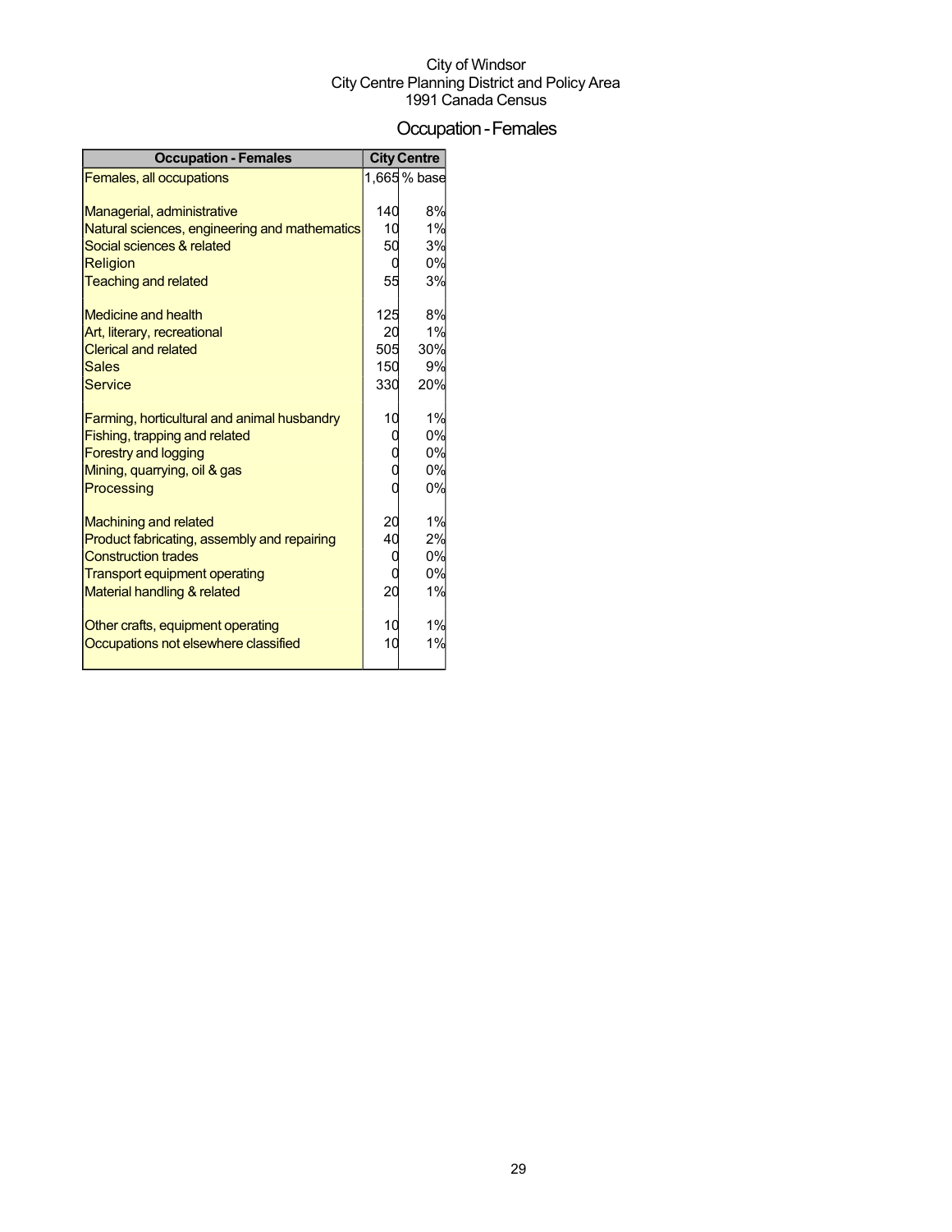City of Windsor
City Centre Planning District and Policy Area
1991 Canada Census

# Occupation - Females

| Occupation - Females | City Centre | |
|---|---|---|
| Females, all occupations | 1,665 | % base |
| Managerial, administrative | 140 | 8% |
| Natural sciences, engineering and mathematics | 10 | 1% |
| Social sciences & related | 50 | 3% |
| Religion | 0 | 0% |
| Teaching and related | 55 | 3% |
| Medicine and health | 125 | 8% |
| Art, literary, recreational | 20 | 1% |
| Clerical and related | 505 | 30% |
| Sales | 150 | 9% |
| Service | 330 | 20% |
| Farming, horticultural and animal husbandry | 10 | 1% |
| Fishing, trapping and related | 0 | 0% |
| Forestry and logging | 0 | 0% |
| Mining, quarrying, oil & gas | 0 | 0% |
| Processing | 0 | 0% |
| Machining and related | 20 | 1% |
| Product fabricating, assembly and repairing | 40 | 2% |
| Construction trades | 0 | 0% |
| Transport equipment operating | 0 | 0% |
| Material handling & related | 20 | 1% |
| Other crafts, equipment operating | 10 | 1% |
| Occupations not elsewhere classified | 10 | 1% |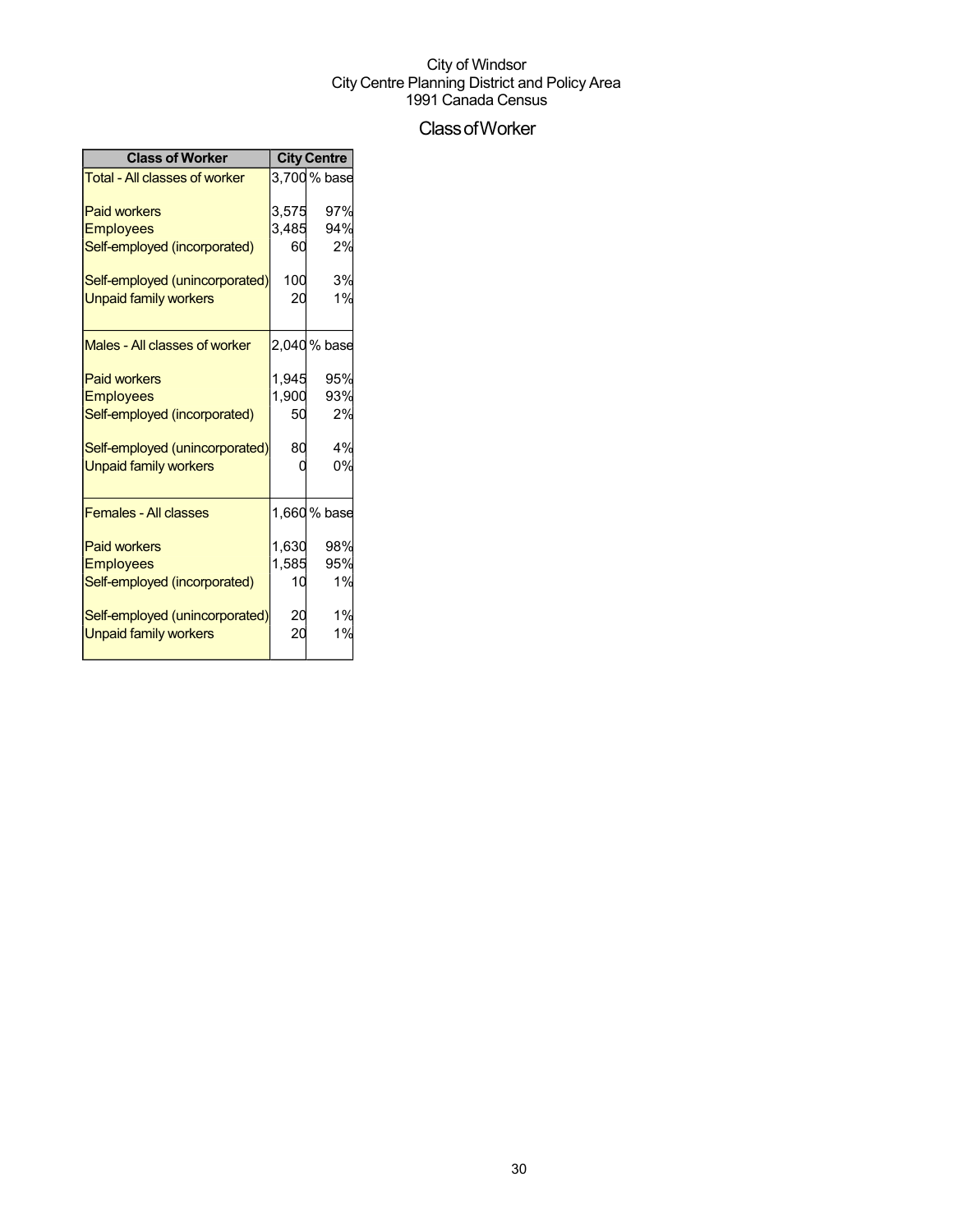City of Windsor
City Centre Planning District and Policy Area
1991 Canada Census

# Class of Worker

| Class of Worker | City Centre | |
|---|---|---|
| Total - All classes of worker | 3,700 | % base |
| Paid workers | 3,575 | 97% |
| Employees | 3,485 | 94% |
| Self-employed (incorporated) | 60 | 2% |
| Self-employed (unincorporated) | 100 | 3% |
| Unpaid family workers | 20 | 1% |
| Males - All classes of worker | 2,040 | % base |
| Paid workers | 1,945 | 95% |
| Employees | 1,900 | 93% |
| Self-employed (incorporated) | 50 | 2% |
| Self-employed (unincorporated) | 80 | 4% |
| Unpaid family workers | 0 | 0% |
| Females - All classes | 1,660 | % base |
| Paid workers | 1,630 | 98% |
| Employees | 1,585 | 95% |
| Self-employed (incorporated) | 10 | 1% |
| Self-employed (unincorporated) | 20 | 1% |
| Unpaid family workers | 20 | 1% |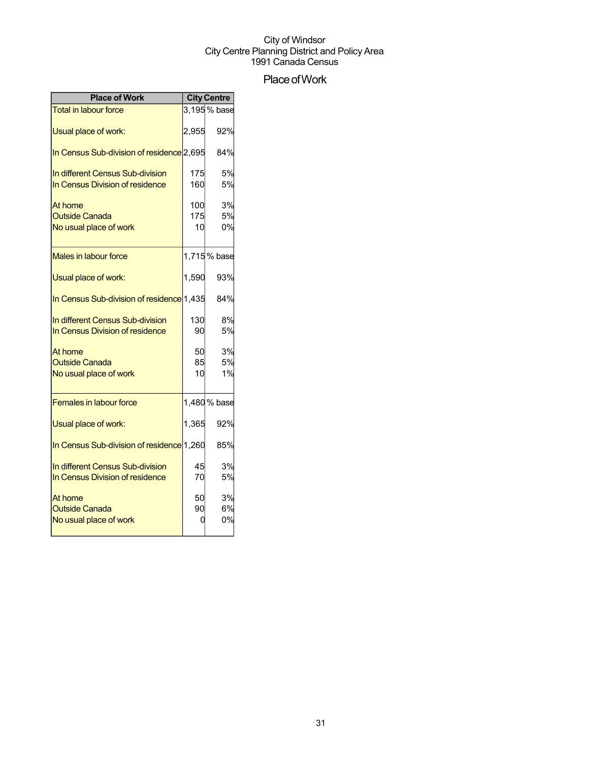City of Windsor
City Centre Planning District and Policy Area
1991 Canada Census

# Place of Work

| Place of Work | City Centre | |
|---|---|---|
| Total in labour force | 3,195 | % base |
| Usual place of work: | 2,955 | 92% |
| In Census Sub-division of residence | 2,695 | 84% |
| In different Census Sub-division | 175 | 5% |
| In Census Division of residence | 160 | 5% |
| At home | 100 | 3% |
| Outside Canada | 175 | 5% |
| No usual place of work | 10 | 0% |
| Males in labour force | 1,715 | % base |
| Usual place of work: | 1,590 | 93% |
| In Census Sub-division of residence | 1,435 | 84% |
| In different Census Sub-division | 130 | 8% |
| In Census Division of residence | 90 | 5% |
| At home | 50 | 3% |
| Outside Canada | 85 | 5% |
| No usual place of work | 10 | 1% |
| Females in labour force | 1,480 | % base |
| Usual place of work: | 1,365 | 92% |
| In Census Sub-division of residence | 1,260 | 85% |
| In different Census Sub-division | 45 | 3% |
| In Census Division of residence | 70 | 5% |
| At home | 50 | 3% |
| Outside Canada | 90 | 6% |
| No usual place of work | 0 | 0% |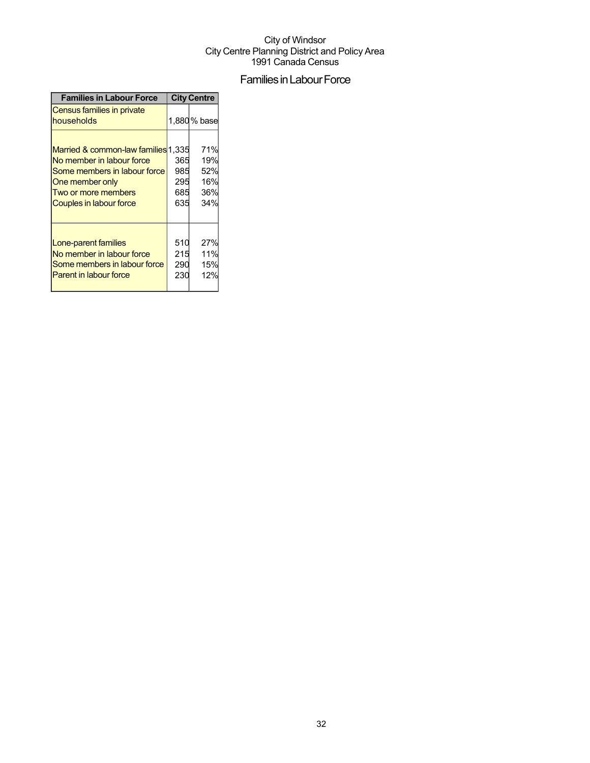City of Windsor
City Centre Planning District and Policy Area
1991 Canada Census

# Families in Labour Force

| Families in Labour Force | City Centre | |
|---|---|---|
| Census families in private households | 1,880 | % base |
| Married & common-law families | 1,335 | 71% |
| No member in labour force | 365 | 19% |
| Some members in labour force | 985 | 52% |
| One member only | 295 | 16% |
| Two or more members | 685 | 36% |
| Couples in labour force | 635 | 34% |
| Lone-parent families | 510 | 27% |
| No member in labour force | 215 | 11% |
| Some members in labour force | 290 | 15% |
| Parent in labour force | 230 | 12% |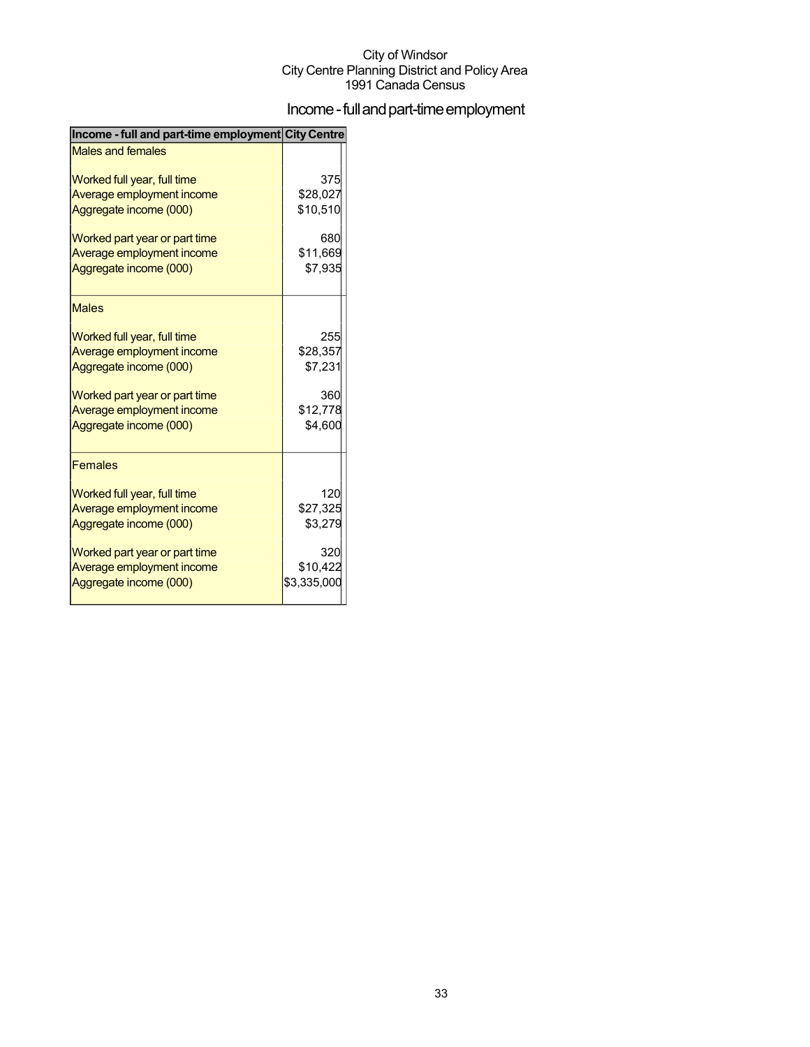City of Windsor
City Centre Planning District and Policy Area
1991 Canada Census

# Income - full and part-time employment

| Income - full and part-time employment | City Centre |
|---|---|
| Males and females | |
| Worked full year, full time | 375 |
| Average employment income | $28,027 |
| Aggregate income (000) | $10,510 |
| Worked part year or part time | 680 |
| Average employment income | $11,669 |
| Aggregate income (000) | $7,935 |
| Males | |
| Worked full year, full time | 255 |
| Average employment income | $28,357 |
| Aggregate income (000) | $7,231 |
| Worked part year or part time | 360 |
| Average employment income | $12,778 |
| Aggregate income (000) | $4,600 |
| Females | |
| Worked full year, full time | 120 |
| Average employment income | $27,325 |
| Aggregate income (000) | $3,279 |
| Worked part year or part time | 320 |
| Average employment income | $10,422 |
| Aggregate income (000) | $3,335,000 |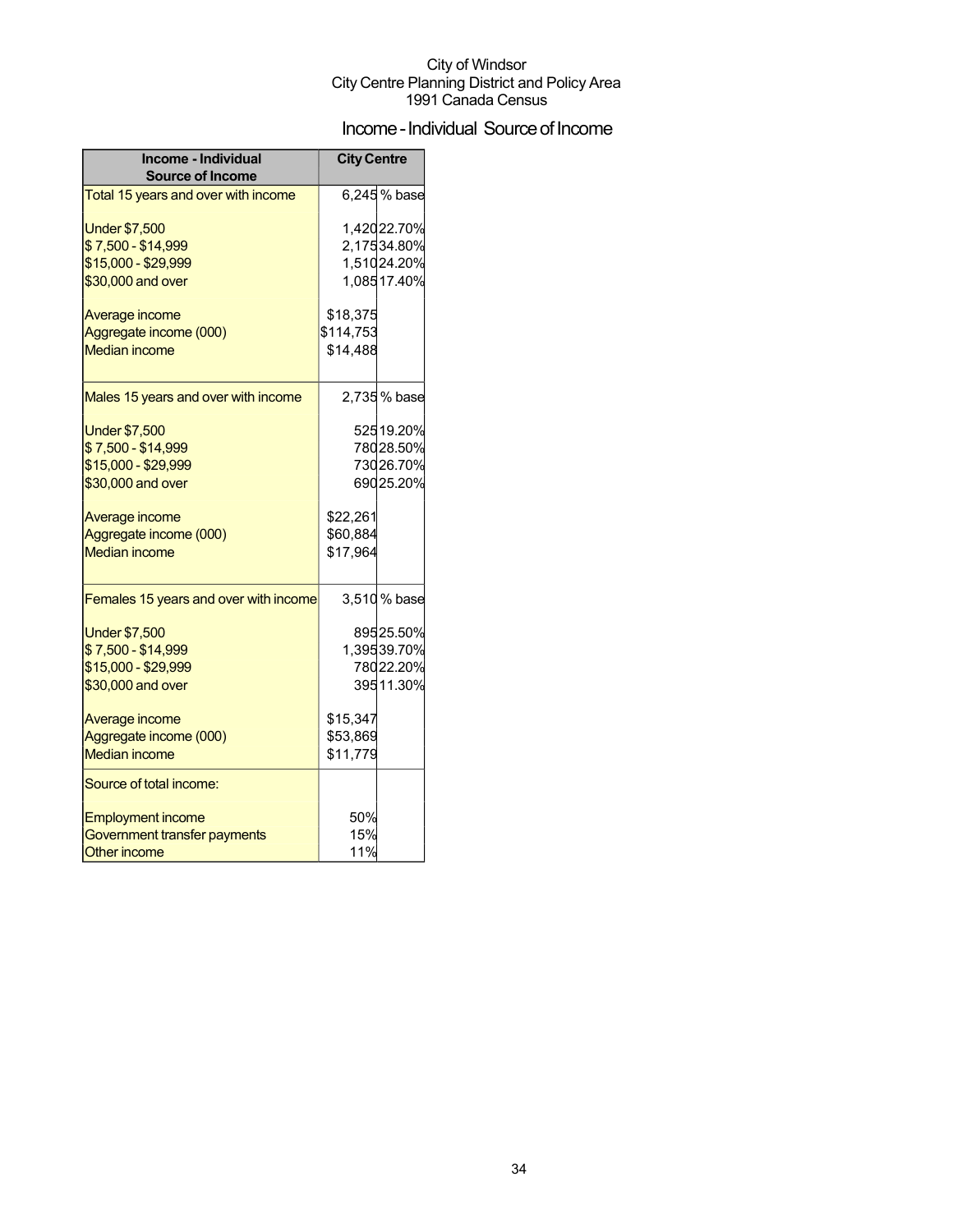City of Windsor
City Centre Planning District and Policy Area
1991 Canada Census

# Income - Individual Source of Income

| Income - Individual Source of Income | City Centre | |
|---|---|---|
| Total 15 years and over with income | 6,245 | % base |
| Under $7,500 | 1,420 | 22.70% |
| $ 7,500 - $14,999 | 2,175 | 34.80% |
| $15,000 - $29,999 | 1,510 | 24.20% |
| $30,000 and over | 1,085 | 17.40% |
| Average income | $18,375 | |
| Aggregate income (000) | $114,753 | |
| Median income | $14,488 | |
| Males 15 years and over with income | 2,735 | % base |
| Under $7,500 | 525 | 19.20% |
| $ 7,500 - $14,999 | 780 | 28.50% |
| $15,000 - $29,999 | 730 | 26.70% |
| $30,000 and over | 690 | 25.20% |
| Average income | $22,261 | |
| Aggregate income (000) | $60,884 | |
| Median income | $17,964 | |
| Females 15 years and over with income | 3,510 | % base |
| Under $7,500 | 895 | 25.50% |
| $ 7,500 - $14,999 | 1,395 | 39.70% |
| $15,000 - $29,999 | 780 | 22.20% |
| $30,000 and over | 395 | 11.30% |
| Average income | $15,347 | |
| Aggregate income (000) | $53,869 | |
| Median income | $11,779 | |
| Source of total income: | | |
| Employment income | 50% | |
| Government transfer payments | 15% | |
| Other income | 11% | |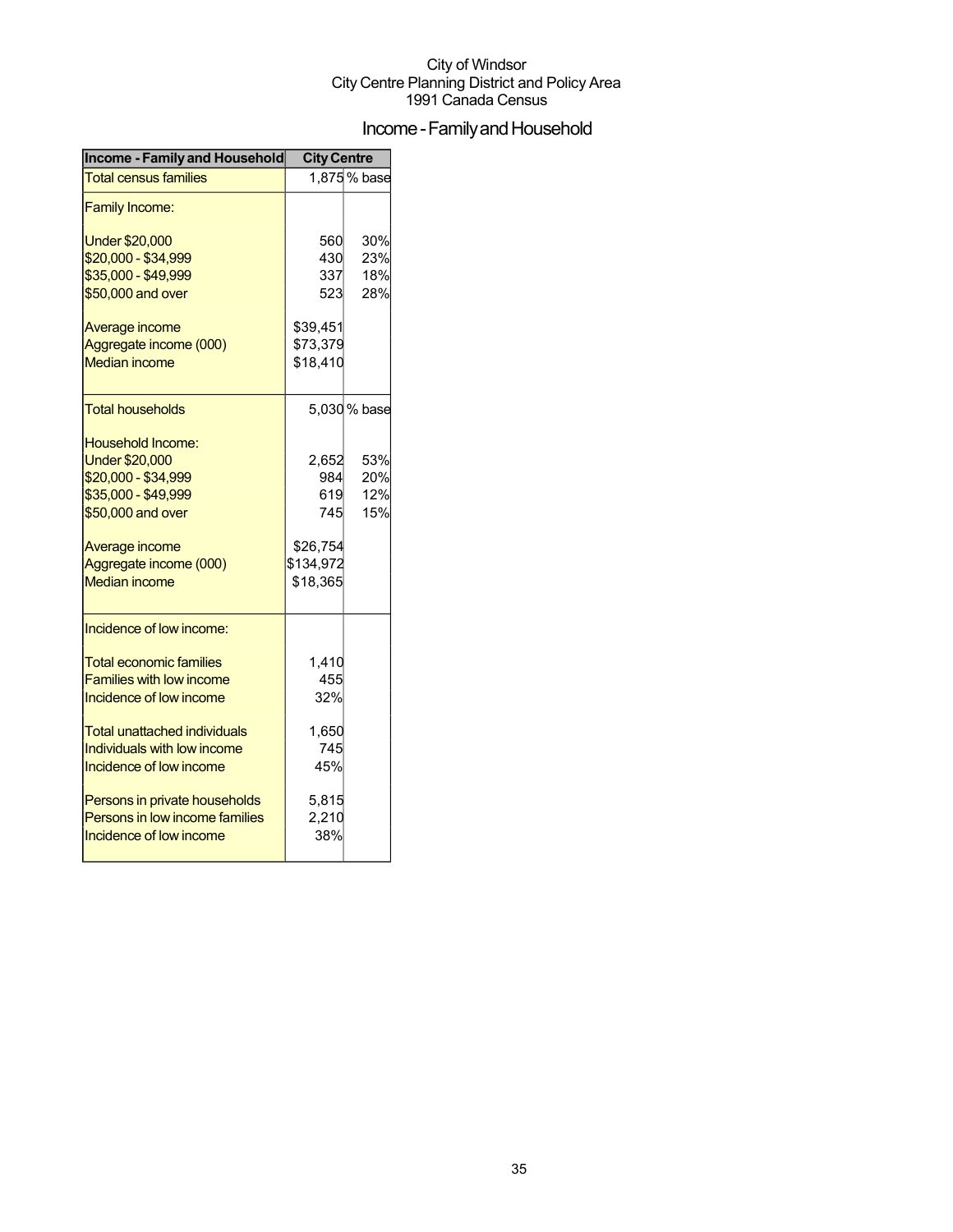City of Windsor
City Centre Planning District and Policy Area
1991 Canada Census

# Income - Family and Household

| Income - Family and Household | City Centre | |
|---|---|---|
| Total census families | 1,875 | % base |
| Family Income: | | |
| Under $20,000 | 560 | 30% |
| $20,000 - $34,999 | 430 | 23% |
| $35,000 - $49,999 | 337 | 18% |
| $50,000 and over | 523 | 28% |
| Average income | $39,451 | |
| Aggregate income (000) | $73,379 | |
| Median income | $18,410 | |
| Total households | 5,030 | % base |
| Household Income: | | |
| Under $20,000 | 2,652 | 53% |
| $20,000 - $34,999 | 984 | 20% |
| $35,000 - $49,999 | 619 | 12% |
| $50,000 and over | 745 | 15% |
| Average income | $26,754 | |
| Aggregate income (000) | $134,972 | |
| Median income | $18,365 | |
| Incidence of low income: | | |
| Total economic families | 1,410 | |
| Families with low income | 455 | |
| Incidence of low income | 32% | |
| Total unattached individuals | 1,650 | |
| Individuals with low income | 745 | |
| Incidence of low income | 45% | |
| Persons in private households | 5,815 | |
| Persons in low income families | 2,210 | |
| Incidence of low income | 38% | |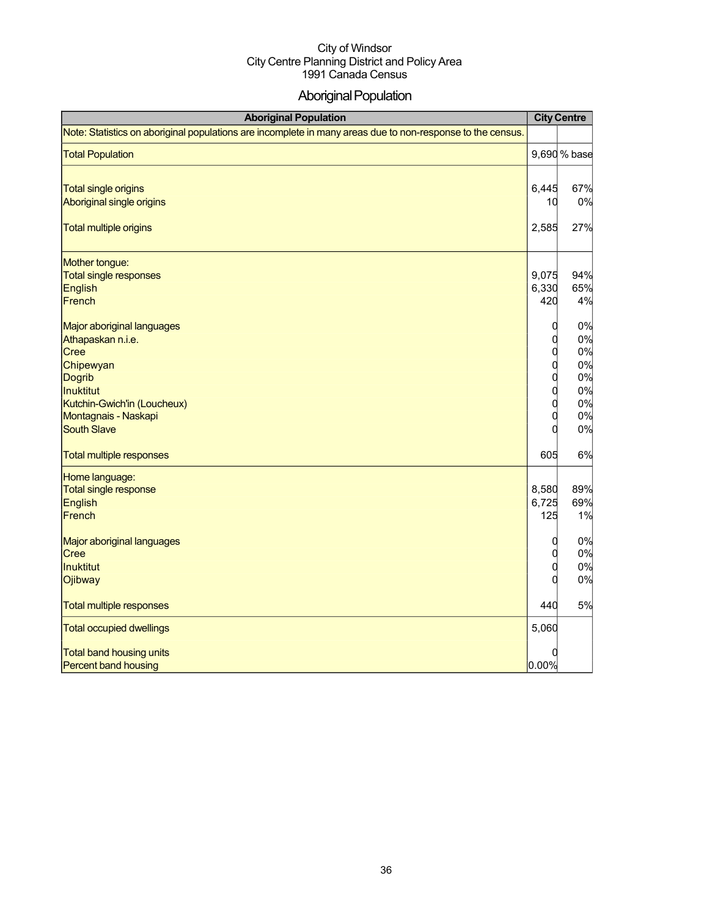City of Windsor
City Centre Planning District and Policy Area
1991 Canada Census

# Aboriginal Population

| Aboriginal Population | City Centre | |
|---|---|---|
| Note: Statistics on aboriginal populations are incomplete in many areas due to non-response to the census. | | |
| Total Population | 9,690 | % base |
| Total single origins | 6,445 | 67% |
| Aboriginal single origins | 10 | 0% |
| Total multiple origins | 2,585 | 27% |
| Mother tongue: | | |
| Total single responses | 9,075 | 94% |
| English | 6,330 | 65% |
| French | 420 | 4% |
| Major aboriginal languages | 0 | 0% |
| Athapaskan n.i.e. | 0 | 0% |
| Cree | 0 | 0% |
| Chipewyan | 0 | 0% |
| Dogrib | 0 | 0% |
| Inuktitut | 0 | 0% |
| Kutchin-Gwich'in (Loucheux) | 0 | 0% |
| Montagnais - Naskapi | 0 | 0% |
| South Slave | 0 | 0% |
| Total multiple responses | 605 | 6% |
| Home language: | | |
| Total single response | 8,580 | 89% |
| English | 6,725 | 69% |
| French | 125 | 1% |
| Major aboriginal languages | 0 | 0% |
| Cree | 0 | 0% |
| Inuktitut | 0 | 0% |
| Ojibway | 0 | 0% |
| Total multiple responses | 440 | 5% |
| Total occupied dwellings | 5,060 | |
| Total band housing units | 0 | |
| Percent band housing | 0.00% | |